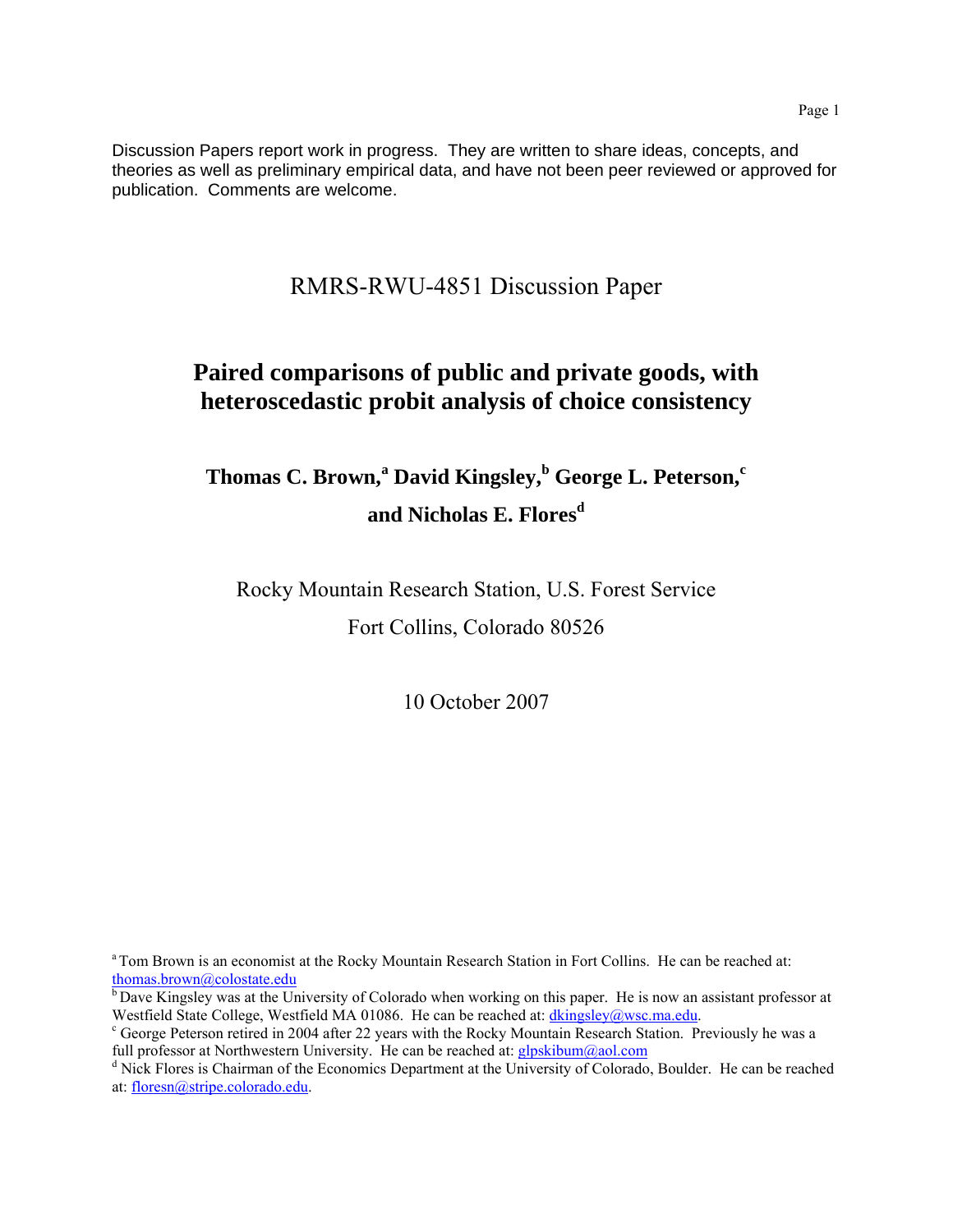Discussion Papers report work in progress. They are written to share ideas, concepts, and theories as well as preliminary empirical data, and have not been peer reviewed or approved for publication. Comments are welcome.

RMRS-RWU-4851 Discussion Paper

# Paired comparisons of public and private goods, with heteroscedastic probit analysis of choice consistency

**Thomas C. Brown,[a] David Kingsley,[b] George L. Peterson,[c] and Nicholas E. Flores[d]**

Rocky Mountain Research Station, U.S. Forest Service

Fort Collins, Colorado 80526

10 October 2007

[a] Tom Brown is an economist at the Rocky Mountain Research Station in Fort Collins. He can be reached at: thomas.brown@colostate.edu

[b] Dave Kingsley was at the University of Colorado when working on this paper. He is now an assistant professor at Westfield State College, Westfield MA 01086. He can be reached at: dkingsley@wsc.ma.edu.

[c] George Peterson retired in 2004 after 22 years with the Rocky Mountain Research Station. Previously he was a full professor at Northwestern University. He can be reached at: glpskibum@aol.com

[d] Nick Flores is Chairman of the Economics Department at the University of Colorado, Boulder. He can be reached at: floresn@stripe.colorado.edu.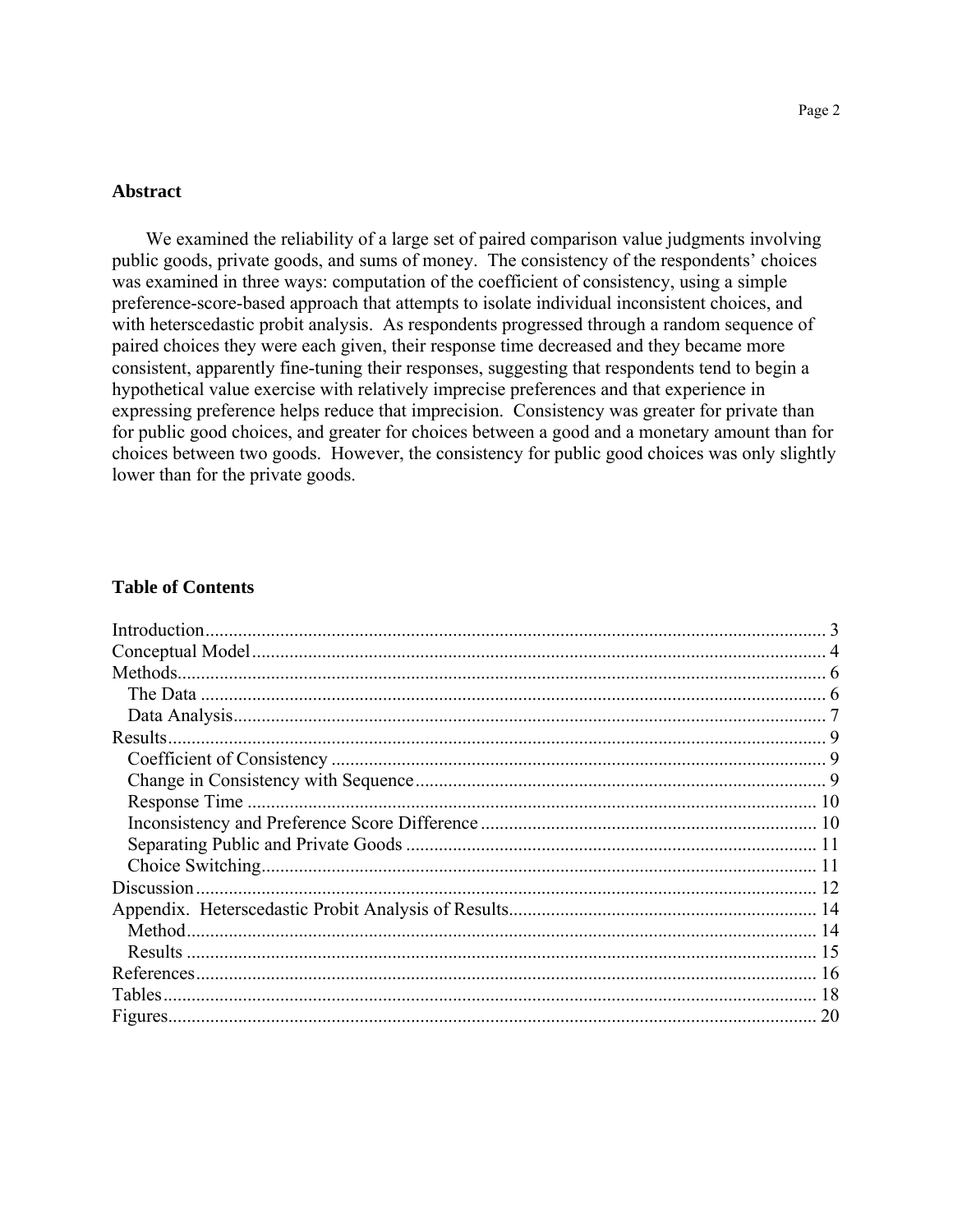## Abstract

We examined the reliability of a large set of paired comparison value judgments involving public goods, private goods, and sums of money. The consistency of the respondents' choices was examined in three ways: computation of the coefficient of consistency, using a simple preference-score-based approach that attempts to isolate individual inconsistent choices, and with heterscedastic probit analysis. As respondents progressed through a random sequence of paired choices they were each given, their response time decreased and they became more consistent, apparently fine-tuning their responses, suggesting that respondents tend to begin a hypothetical value exercise with relatively imprecise preferences and that experience in expressing preference helps reduce that imprecision. Consistency was greater for private than for public good choices, and greater for choices between a good and a monetary amount than for choices between two goods. However, the consistency for public good choices was only slightly lower than for the private goods.

## Table of Contents

- Introduction .......... 3
- Conceptual Model .......... 4
- Methods .......... 6
  - The Data .......... 6
  - Data Analysis .......... 7
- Results .......... 9
  - Coefficient of Consistency .......... 9
  - Change in Consistency with Sequence .......... 9
  - Response Time .......... 10
  - Inconsistency and Preference Score Difference .......... 10
  - Separating Public and Private Goods .......... 11
  - Choice Switching .......... 11
- Discussion .......... 12
- Appendix. Heterscedastic Probit Analysis of Results .......... 14
  - Method .......... 14
  - Results .......... 15
- References .......... 16
- Tables .......... 18
- Figures .......... 20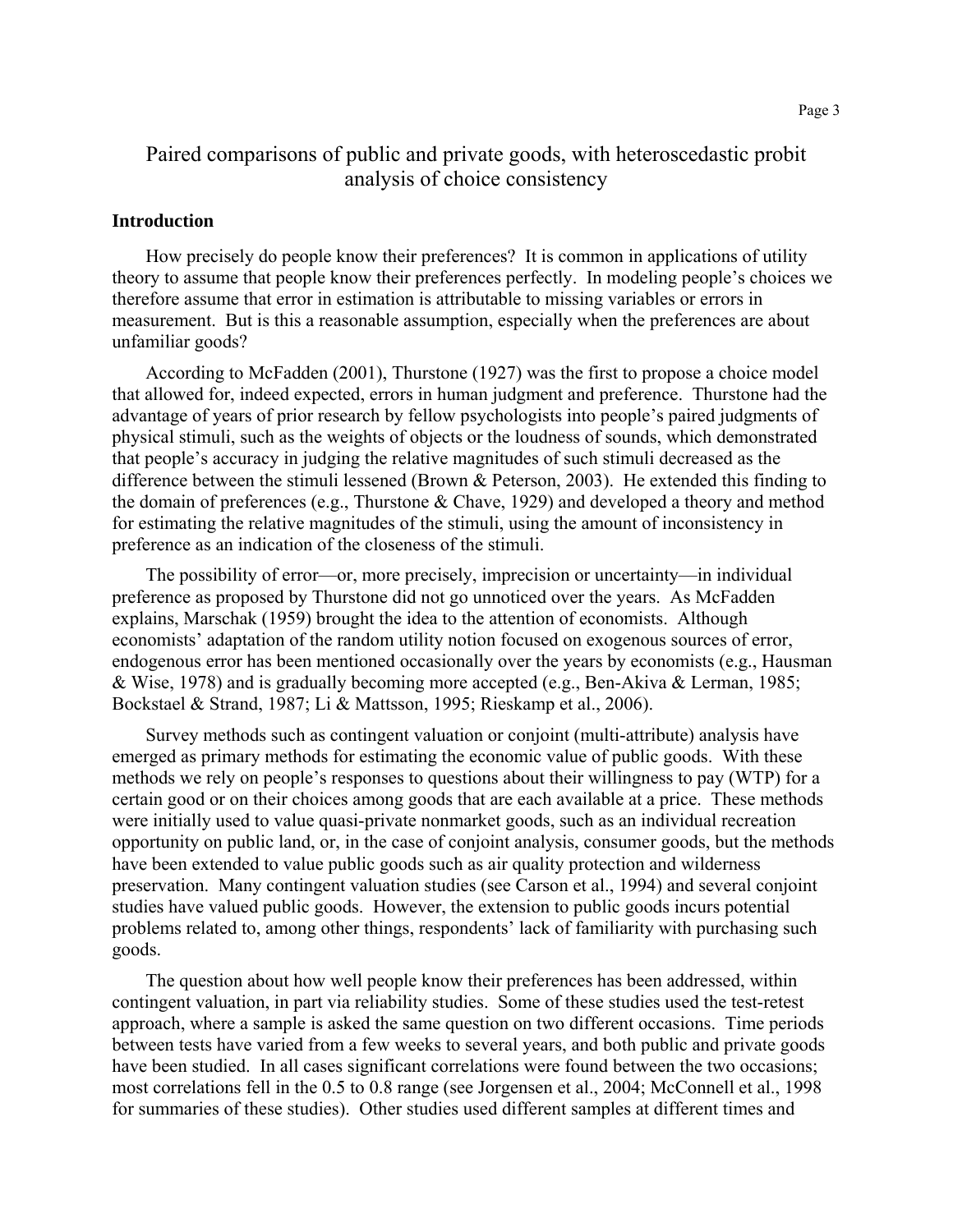# Paired comparisons of public and private goods, with heteroscedastic probit analysis of choice consistency

## Introduction

How precisely do people know their preferences? It is common in applications of utility theory to assume that people know their preferences perfectly. In modeling people's choices we therefore assume that error in estimation is attributable to missing variables or errors in measurement. But is this a reasonable assumption, especially when the preferences are about unfamiliar goods?

According to McFadden (2001), Thurstone (1927) was the first to propose a choice model that allowed for, indeed expected, errors in human judgment and preference. Thurstone had the advantage of years of prior research by fellow psychologists into people's paired judgments of physical stimuli, such as the weights of objects or the loudness of sounds, which demonstrated that people's accuracy in judging the relative magnitudes of such stimuli decreased as the difference between the stimuli lessened (Brown & Peterson, 2003). He extended this finding to the domain of preferences (e.g., Thurstone & Chave, 1929) and developed a theory and method for estimating the relative magnitudes of the stimuli, using the amount of inconsistency in preference as an indication of the closeness of the stimuli.

The possibility of error—or, more precisely, imprecision or uncertainty—in individual preference as proposed by Thurstone did not go unnoticed over the years. As McFadden explains, Marschak (1959) brought the idea to the attention of economists. Although economists' adaptation of the random utility notion focused on exogenous sources of error, endogenous error has been mentioned occasionally over the years by economists (e.g., Hausman & Wise, 1978) and is gradually becoming more accepted (e.g., Ben-Akiva & Lerman, 1985; Bockstael & Strand, 1987; Li & Mattsson, 1995; Rieskamp et al., 2006).

Survey methods such as contingent valuation or conjoint (multi-attribute) analysis have emerged as primary methods for estimating the economic value of public goods. With these methods we rely on people's responses to questions about their willingness to pay (WTP) for a certain good or on their choices among goods that are each available at a price. These methods were initially used to value quasi-private nonmarket goods, such as an individual recreation opportunity on public land, or, in the case of conjoint analysis, consumer goods, but the methods have been extended to value public goods such as air quality protection and wilderness preservation. Many contingent valuation studies (see Carson et al., 1994) and several conjoint studies have valued public goods. However, the extension to public goods incurs potential problems related to, among other things, respondents' lack of familiarity with purchasing such goods.

The question about how well people know their preferences has been addressed, within contingent valuation, in part via reliability studies. Some of these studies used the test-retest approach, where a sample is asked the same question on two different occasions. Time periods between tests have varied from a few weeks to several years, and both public and private goods have been studied. In all cases significant correlations were found between the two occasions; most correlations fell in the 0.5 to 0.8 range (see Jorgensen et al., 2004; McConnell et al., 1998 for summaries of these studies). Other studies used different samples at different times and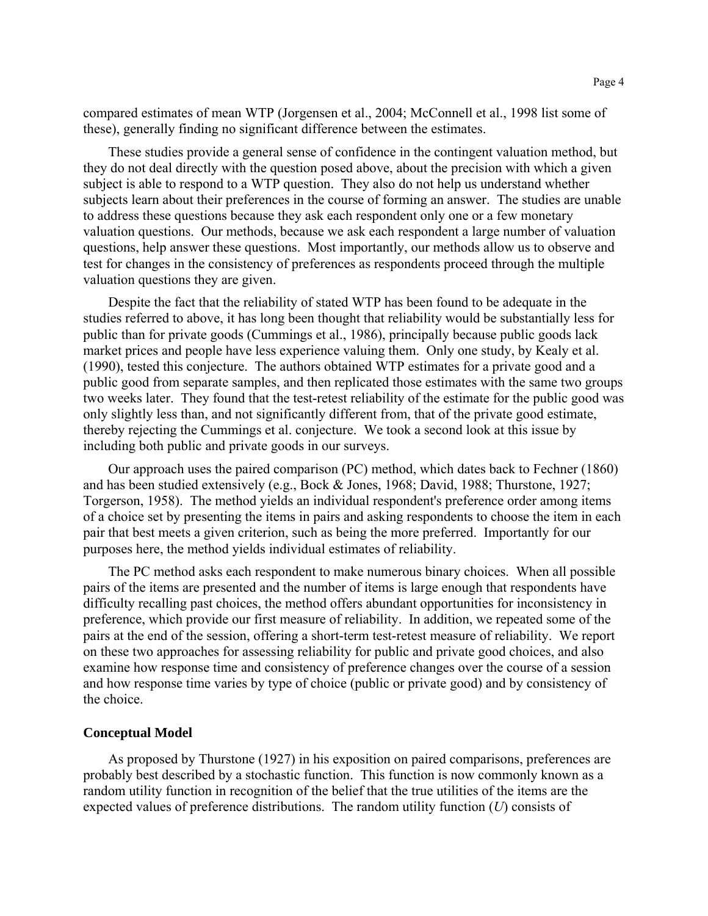compared estimates of mean WTP (Jorgensen et al., 2004; McConnell et al., 1998 list some of these), generally finding no significant difference between the estimates.

These studies provide a general sense of confidence in the contingent valuation method, but they do not deal directly with the question posed above, about the precision with which a given subject is able to respond to a WTP question. They also do not help us understand whether subjects learn about their preferences in the course of forming an answer. The studies are unable to address these questions because they ask each respondent only one or a few monetary valuation questions. Our methods, because we ask each respondent a large number of valuation questions, help answer these questions. Most importantly, our methods allow us to observe and test for changes in the consistency of preferences as respondents proceed through the multiple valuation questions they are given.

Despite the fact that the reliability of stated WTP has been found to be adequate in the studies referred to above, it has long been thought that reliability would be substantially less for public than for private goods (Cummings et al., 1986), principally because public goods lack market prices and people have less experience valuing them. Only one study, by Kealy et al. (1990), tested this conjecture. The authors obtained WTP estimates for a private good and a public good from separate samples, and then replicated those estimates with the same two groups two weeks later. They found that the test-retest reliability of the estimate for the public good was only slightly less than, and not significantly different from, that of the private good estimate, thereby rejecting the Cummings et al. conjecture. We took a second look at this issue by including both public and private goods in our surveys.

Our approach uses the paired comparison (PC) method, which dates back to Fechner (1860) and has been studied extensively (e.g., Bock & Jones, 1968; David, 1988; Thurstone, 1927; Torgerson, 1958). The method yields an individual respondent's preference order among items of a choice set by presenting the items in pairs and asking respondents to choose the item in each pair that best meets a given criterion, such as being the more preferred. Importantly for our purposes here, the method yields individual estimates of reliability.

The PC method asks each respondent to make numerous binary choices. When all possible pairs of the items are presented and the number of items is large enough that respondents have difficulty recalling past choices, the method offers abundant opportunities for inconsistency in preference, which provide our first measure of reliability. In addition, we repeated some of the pairs at the end of the session, offering a short-term test-retest measure of reliability. We report on these two approaches for assessing reliability for public and private good choices, and also examine how response time and consistency of preference changes over the course of a session and how response time varies by type of choice (public or private good) and by consistency of the choice.

## Conceptual Model

As proposed by Thurstone (1927) in his exposition on paired comparisons, preferences are probably best described by a stochastic function. This function is now commonly known as a random utility function in recognition of the belief that the true utilities of the items are the expected values of preference distributions. The random utility function ($U$) consists of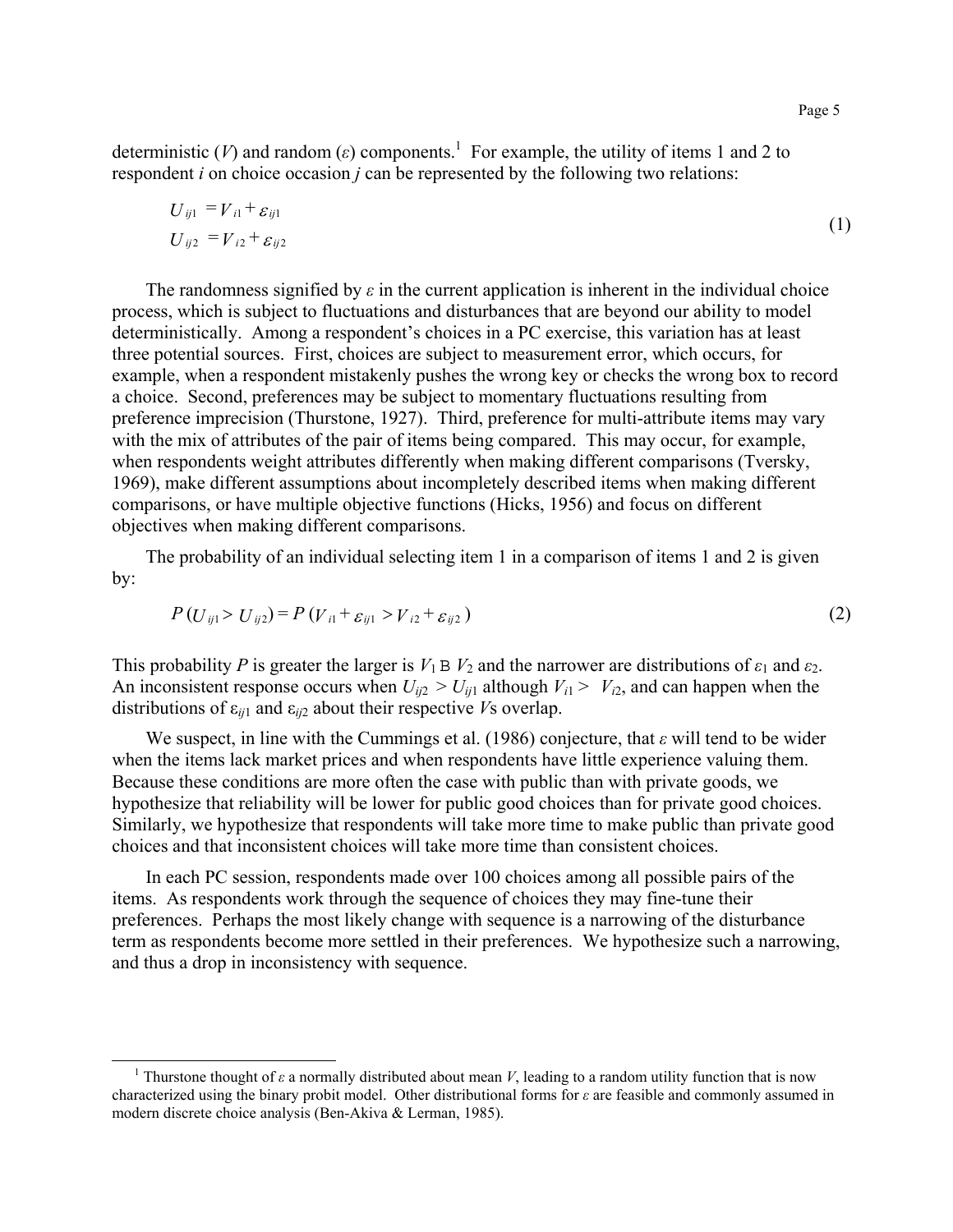deterministic ($V$) and random ($\varepsilon$) components.[1] For example, the utility of items 1 and 2 to respondent $i$ on choice occasion $j$ can be represented by the following two relations:

$$
\begin{aligned}
U_{ij1} &= V_{i1} + \varepsilon_{ij1} \\
U_{ij2} &= V_{i2} + \varepsilon_{ij2}
\end{aligned}
\tag{1}
$$

The randomness signified by $\varepsilon$ in the current application is inherent in the individual choice process, which is subject to fluctuations and disturbances that are beyond our ability to model deterministically. Among a respondent's choices in a PC exercise, this variation has at least three potential sources. First, choices are subject to measurement error, which occurs, for example, when a respondent mistakenly pushes the wrong key or checks the wrong box to record a choice. Second, preferences may be subject to momentary fluctuations resulting from preference imprecision (Thurstone, 1927). Third, preference for multi-attribute items may vary with the mix of attributes of the pair of items being compared. This may occur, for example, when respondents weight attributes differently when making different comparisons (Tversky, 1969), make different assumptions about incompletely described items when making different comparisons, or have multiple objective functions (Hicks, 1956) and focus on different objectives when making different comparisons.

The probability of an individual selecting item 1 in a comparison of items 1 and 2 is given by:

$$
P(U_{ij1} > U_{ij2}) = P(V_{i1} + \varepsilon_{ij1} > V_{i2} + \varepsilon_{ij2})
\tag{2}
$$

This probability $P$ is greater the larger is $V_1 - V_2$ and the narrower are distributions of $\varepsilon_1$ and $\varepsilon_2$. An inconsistent response occurs when $U_{ij2} > U_{ij1}$ although $V_{i1} > V_{i2}$, and can happen when the distributions of $\varepsilon_{ij1}$ and $\varepsilon_{ij2}$ about their respective $V$s overlap.

We suspect, in line with the Cummings et al. (1986) conjecture, that $\varepsilon$ will tend to be wider when the items lack market prices and when respondents have little experience valuing them. Because these conditions are more often the case with public than with private goods, we hypothesize that reliability will be lower for public good choices than for private good choices. Similarly, we hypothesize that respondents will take more time to make public than private good choices and that inconsistent choices will take more time than consistent choices.

In each PC session, respondents made over 100 choices among all possible pairs of the items. As respondents work through the sequence of choices they may fine-tune their preferences. Perhaps the most likely change with sequence is a narrowing of the disturbance term as respondents become more settled in their preferences. We hypothesize such a narrowing, and thus a drop in inconsistency with sequence.

---

[1] Thurstone thought of $\varepsilon$ a normally distributed about mean $V$, leading to a random utility function that is now characterized using the binary probit model. Other distributional forms for $\varepsilon$ are feasible and commonly assumed in modern discrete choice analysis (Ben-Akiva & Lerman, 1985).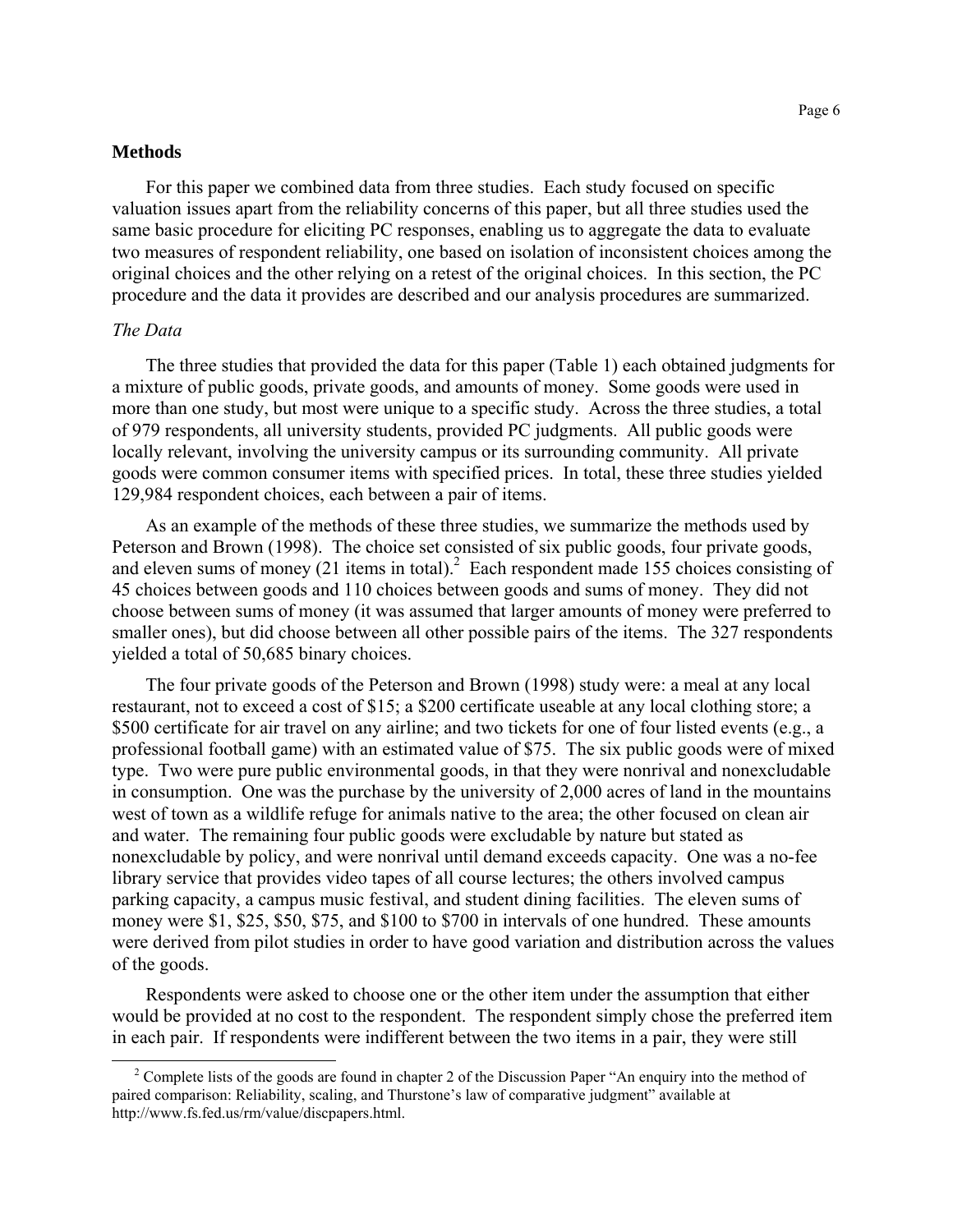## Methods

For this paper we combined data from three studies. Each study focused on specific valuation issues apart from the reliability concerns of this paper, but all three studies used the same basic procedure for eliciting PC responses, enabling us to aggregate the data to evaluate two measures of respondent reliability, one based on isolation of inconsistent choices among the original choices and the other relying on a retest of the original choices. In this section, the PC procedure and the data it provides are described and our analysis procedures are summarized.

### *The Data*

The three studies that provided the data for this paper (Table 1) each obtained judgments for a mixture of public goods, private goods, and amounts of money. Some goods were used in more than one study, but most were unique to a specific study. Across the three studies, a total of 979 respondents, all university students, provided PC judgments. All public goods were locally relevant, involving the university campus or its surrounding community. All private goods were common consumer items with specified prices. In total, these three studies yielded 129,984 respondent choices, each between a pair of items.

As an example of the methods of these three studies, we summarize the methods used by Peterson and Brown (1998). The choice set consisted of six public goods, four private goods, and eleven sums of money (21 items in total).[2] Each respondent made 155 choices consisting of 45 choices between goods and 110 choices between goods and sums of money. They did not choose between sums of money (it was assumed that larger amounts of money were preferred to smaller ones), but did choose between all other possible pairs of the items. The 327 respondents yielded a total of 50,685 binary choices.

The four private goods of the Peterson and Brown (1998) study were: a meal at any local restaurant, not to exceed a cost of $15; a $200 certificate useable at any local clothing store; a $500 certificate for air travel on any airline; and two tickets for one of four listed events (e.g., a professional football game) with an estimated value of $75. The six public goods were of mixed type. Two were pure public environmental goods, in that they were nonrival and nonexcludable in consumption. One was the purchase by the university of 2,000 acres of land in the mountains west of town as a wildlife refuge for animals native to the area; the other focused on clean air and water. The remaining four public goods were excludable by nature but stated as nonexcludable by policy, and were nonrival until demand exceeds capacity. One was a no-fee library service that provides video tapes of all course lectures; the others involved campus parking capacity, a campus music festival, and student dining facilities. The eleven sums of money were $1, $25, $50, $75, and $100 to $700 in intervals of one hundred. These amounts were derived from pilot studies in order to have good variation and distribution across the values of the goods.

Respondents were asked to choose one or the other item under the assumption that either would be provided at no cost to the respondent. The respondent simply chose the preferred item in each pair. If respondents were indifferent between the two items in a pair, they were still

[2] Complete lists of the goods are found in chapter 2 of the Discussion Paper "An enquiry into the method of paired comparison: Reliability, scaling, and Thurstone's law of comparative judgment" available at http://www.fs.fed.us/rm/value/discpapers.html.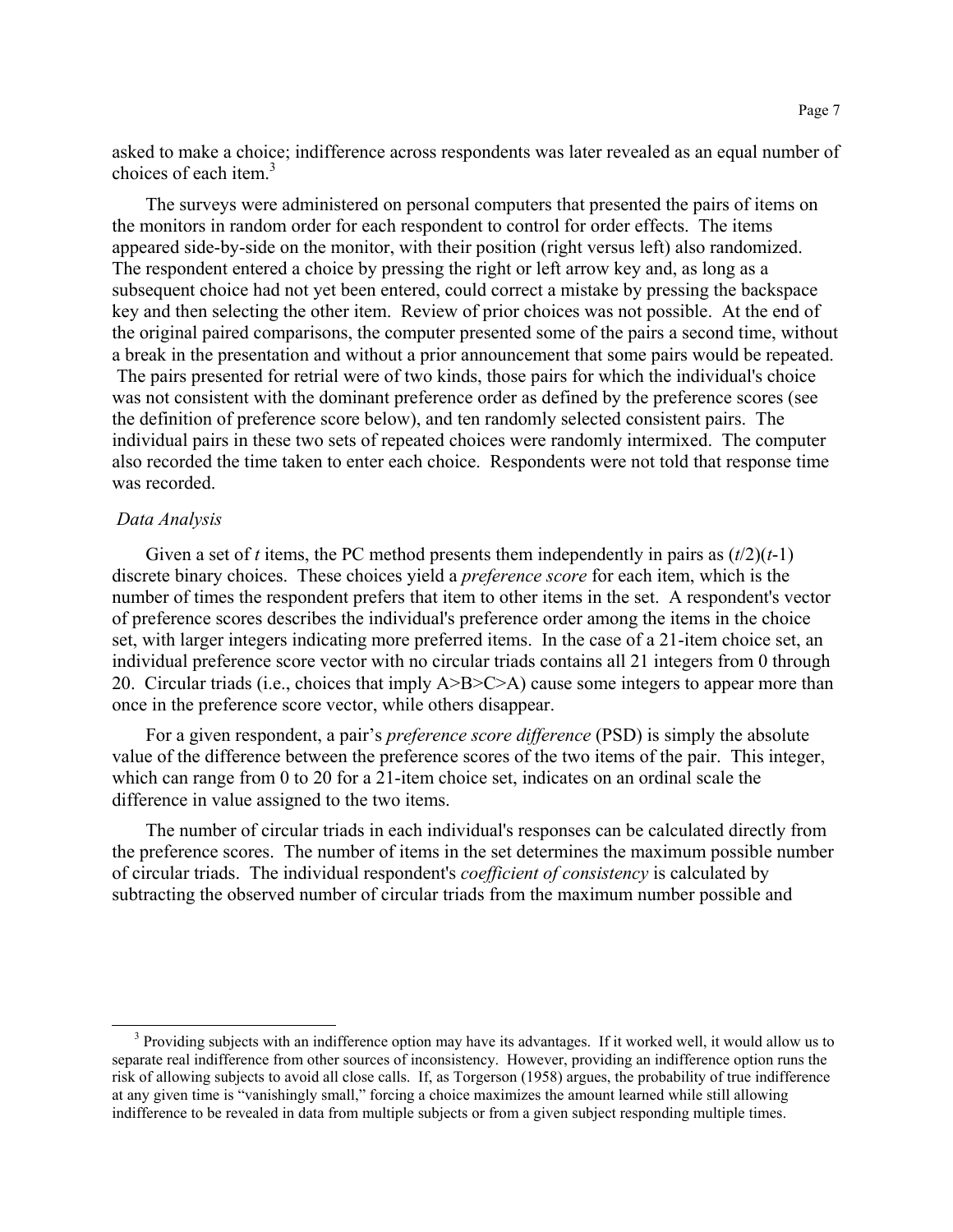asked to make a choice; indifference across respondents was later revealed as an equal number of choices of each item.[3]

The surveys were administered on personal computers that presented the pairs of items on the monitors in random order for each respondent to control for order effects. The items appeared side-by-side on the monitor, with their position (right versus left) also randomized. The respondent entered a choice by pressing the right or left arrow key and, as long as a subsequent choice had not yet been entered, could correct a mistake by pressing the backspace key and then selecting the other item. Review of prior choices was not possible. At the end of the original paired comparisons, the computer presented some of the pairs a second time, without a break in the presentation and without a prior announcement that some pairs would be repeated. The pairs presented for retrial were of two kinds, those pairs for which the individual's choice was not consistent with the dominant preference order as defined by the preference scores (see the definition of preference score below), and ten randomly selected consistent pairs. The individual pairs in these two sets of repeated choices were randomly intermixed. The computer also recorded the time taken to enter each choice. Respondents were not told that response time was recorded.

### *Data Analysis*

Given a set of $t$ items, the PC method presents them independently in pairs as $(t/2)(t-1)$ discrete binary choices. These choices yield a *preference score* for each item, which is the number of times the respondent prefers that item to other items in the set. A respondent's vector of preference scores describes the individual's preference order among the items in the choice set, with larger integers indicating more preferred items. In the case of a 21-item choice set, an individual preference score vector with no circular triads contains all 21 integers from 0 through 20. Circular triads (i.e., choices that imply A>B>C>A) cause some integers to appear more than once in the preference score vector, while others disappear.

For a given respondent, a pair's *preference score difference* (PSD) is simply the absolute value of the difference between the preference scores of the two items of the pair. This integer, which can range from 0 to 20 for a 21-item choice set, indicates on an ordinal scale the difference in value assigned to the two items.

The number of circular triads in each individual's responses can be calculated directly from the preference scores. The number of items in the set determines the maximum possible number of circular triads. The individual respondent's *coefficient of consistency* is calculated by subtracting the observed number of circular triads from the maximum number possible and

---

[3] Providing subjects with an indifference option may have its advantages. If it worked well, it would allow us to separate real indifference from other sources of inconsistency. However, providing an indifference option runs the risk of allowing subjects to avoid all close calls. If, as Torgerson (1958) argues, the probability of true indifference at any given time is "vanishingly small," forcing a choice maximizes the amount learned while still allowing indifference to be revealed in data from multiple subjects or from a given subject responding multiple times.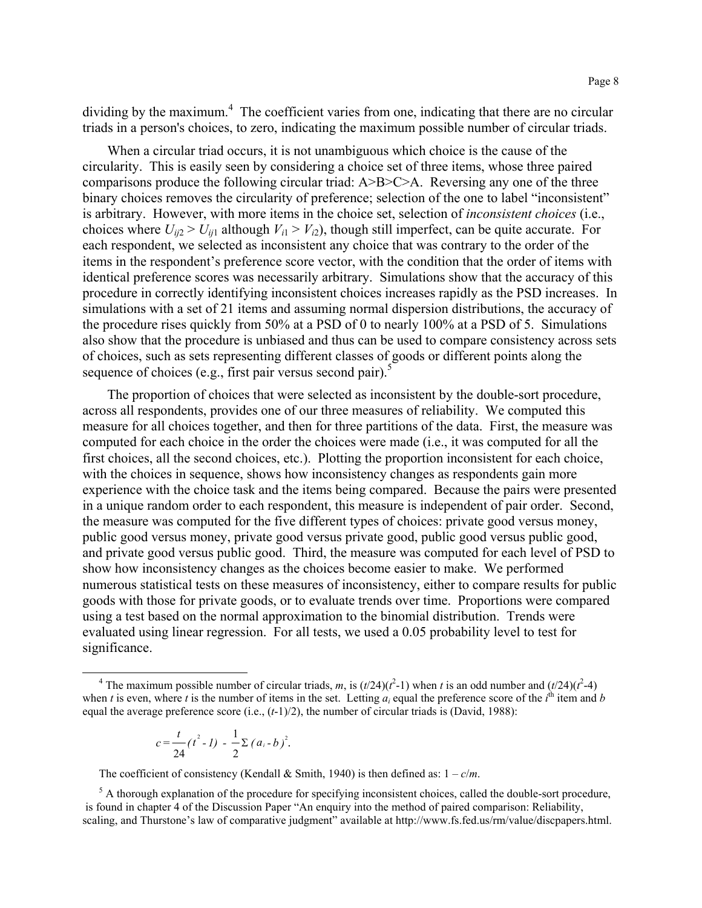dividing by the maximum.[4] The coefficient varies from one, indicating that there are no circular triads in a person's choices, to zero, indicating the maximum possible number of circular triads.

When a circular triad occurs, it is not unambiguous which choice is the cause of the circularity. This is easily seen by considering a choice set of three items, whose three paired comparisons produce the following circular triad: A>B>C>A. Reversing any one of the three binary choices removes the circularity of preference; selection of the one to label "inconsistent" is arbitrary. However, with more items in the choice set, selection of *inconsistent choices* (i.e., choices where $U_{ij2} > U_{ij1}$ although $V_{i1} > V_{i2}$), though still imperfect, can be quite accurate. For each respondent, we selected as inconsistent any choice that was contrary to the order of the items in the respondent's preference score vector, with the condition that the order of items with identical preference scores was necessarily arbitrary. Simulations show that the accuracy of this procedure in correctly identifying inconsistent choices increases rapidly as the PSD increases. In simulations with a set of 21 items and assuming normal dispersion distributions, the accuracy of the procedure rises quickly from 50% at a PSD of 0 to nearly 100% at a PSD of 5. Simulations also show that the procedure is unbiased and thus can be used to compare consistency across sets of choices, such as sets representing different classes of goods or different points along the sequence of choices (e.g., first pair versus second pair).[5]

The proportion of choices that were selected as inconsistent by the double-sort procedure, across all respondents, provides one of our three measures of reliability. We computed this measure for all choices together, and then for three partitions of the data. First, the measure was computed for each choice in the order the choices were made (i.e., it was computed for all the first choices, all the second choices, etc.). Plotting the proportion inconsistent for each choice, with the choices in sequence, shows how inconsistency changes as respondents gain more experience with the choice task and the items being compared. Because the pairs were presented in a unique random order to each respondent, this measure is independent of pair order. Second, the measure was computed for the five different types of choices: private good versus money, public good versus money, private good versus private good, public good versus public good, and private good versus public good. Third, the measure was computed for each level of PSD to show how inconsistency changes as the choices become easier to make. We performed numerous statistical tests on these measures of inconsistency, either to compare results for public goods with those for private goods, or to evaluate trends over time. Proportions were compared using a test based on the normal approximation to the binomial distribution. Trends were evaluated using linear regression. For all tests, we used a 0.05 probability level to test for significance.

---

[4] The maximum possible number of circular triads, $m$, is $(t/24)(t^2-1)$ when $t$ is an odd number and $(t/24)(t^2-4)$ when $t$ is even, where $t$ is the number of items in the set. Letting $a_i$ equal the preference score of the $i^{\text{th}}$ item and $b$ equal the average preference score (i.e., $(t-1)/2$), the number of circular triads is (David, 1988):

$$c = \frac{t}{24}(t^2 - 1) - \frac{1}{2}\Sigma (a_i - b)^2.$$

The coefficient of consistency (Kendall & Smith, 1940) is then defined as: $1 - c/m$.

[5] A thorough explanation of the procedure for specifying inconsistent choices, called the double-sort procedure, is found in chapter 4 of the Discussion Paper "An enquiry into the method of paired comparison: Reliability, scaling, and Thurstone's law of comparative judgment" available at http://www.fs.fed.us/rm/value/discpapers.html.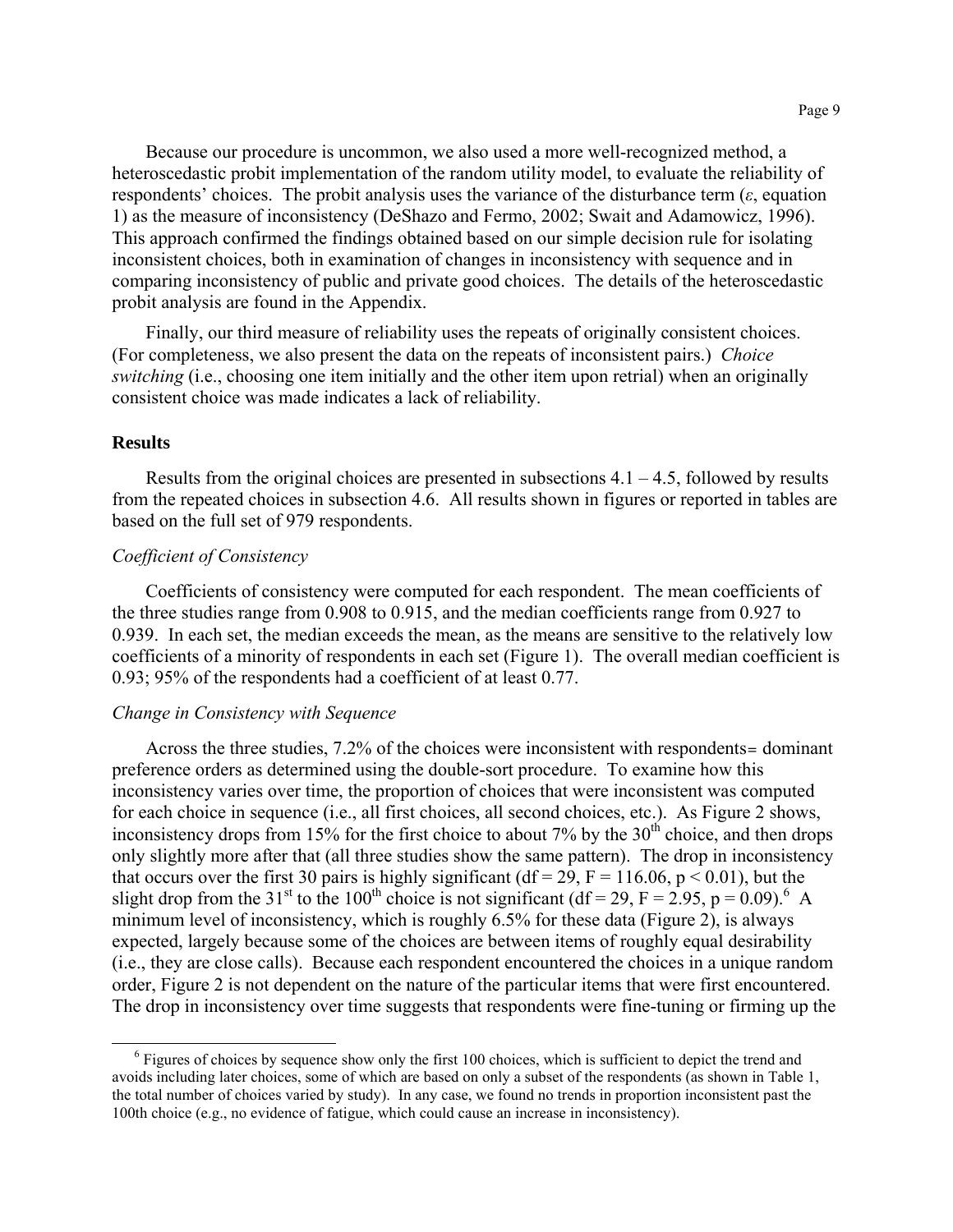Because our procedure is uncommon, we also used a more well-recognized method, a heteroscedastic probit implementation of the random utility model, to evaluate the reliability of respondents' choices. The probit analysis uses the variance of the disturbance term ($\varepsilon$, equation 1) as the measure of inconsistency (DeShazo and Fermo, 2002; Swait and Adamowicz, 1996). This approach confirmed the findings obtained based on our simple decision rule for isolating inconsistent choices, both in examination of changes in inconsistency with sequence and in comparing inconsistency of public and private good choices. The details of the heteroscedastic probit analysis are found in the Appendix.

Finally, our third measure of reliability uses the repeats of originally consistent choices. (For completeness, we also present the data on the repeats of inconsistent pairs.) *Choice switching* (i.e., choosing one item initially and the other item upon retrial) when an originally consistent choice was made indicates a lack of reliability.

### Results

Results from the original choices are presented in subsections 4.1 – 4.5, followed by results from the repeated choices in subsection 4.6. All results shown in figures or reported in tables are based on the full set of 979 respondents.

#### *Coefficient of Consistency*

Coefficients of consistency were computed for each respondent. The mean coefficients of the three studies range from 0.908 to 0.915, and the median coefficients range from 0.927 to 0.939. In each set, the median exceeds the mean, as the means are sensitive to the relatively low coefficients of a minority of respondents in each set (Figure 1). The overall median coefficient is 0.93; 95% of the respondents had a coefficient of at least 0.77.

#### *Change in Consistency with Sequence*

Across the three studies, 7.2% of the choices were inconsistent with respondents= dominant preference orders as determined using the double-sort procedure. To examine how this inconsistency varies over time, the proportion of choices that were inconsistent was computed for each choice in sequence (i.e., all first choices, all second choices, etc.). As Figure 2 shows, inconsistency drops from 15% for the first choice to about 7% by the 30th choice, and then drops only slightly more after that (all three studies show the same pattern). The drop in inconsistency that occurs over the first 30 pairs is highly significant (df = 29, $F = 116.06$, $p < 0.01$), but the slight drop from the 31st to the 100th choice is not significant (df = 29, $F = 2.95$, $p = 0.09$).[6] A minimum level of inconsistency, which is roughly 6.5% for these data (Figure 2), is always expected, largely because some of the choices are between items of roughly equal desirability (i.e., they are close calls). Because each respondent encountered the choices in a unique random order, Figure 2 is not dependent on the nature of the particular items that were first encountered. The drop in inconsistency over time suggests that respondents were fine-tuning or firming up the

[6] Figures of choices by sequence show only the first 100 choices, which is sufficient to depict the trend and avoids including later choices, some of which are based on only a subset of the respondents (as shown in Table 1, the total number of choices varied by study). In any case, we found no trends in proportion inconsistent past the 100th choice (e.g., no evidence of fatigue, which could cause an increase in inconsistency).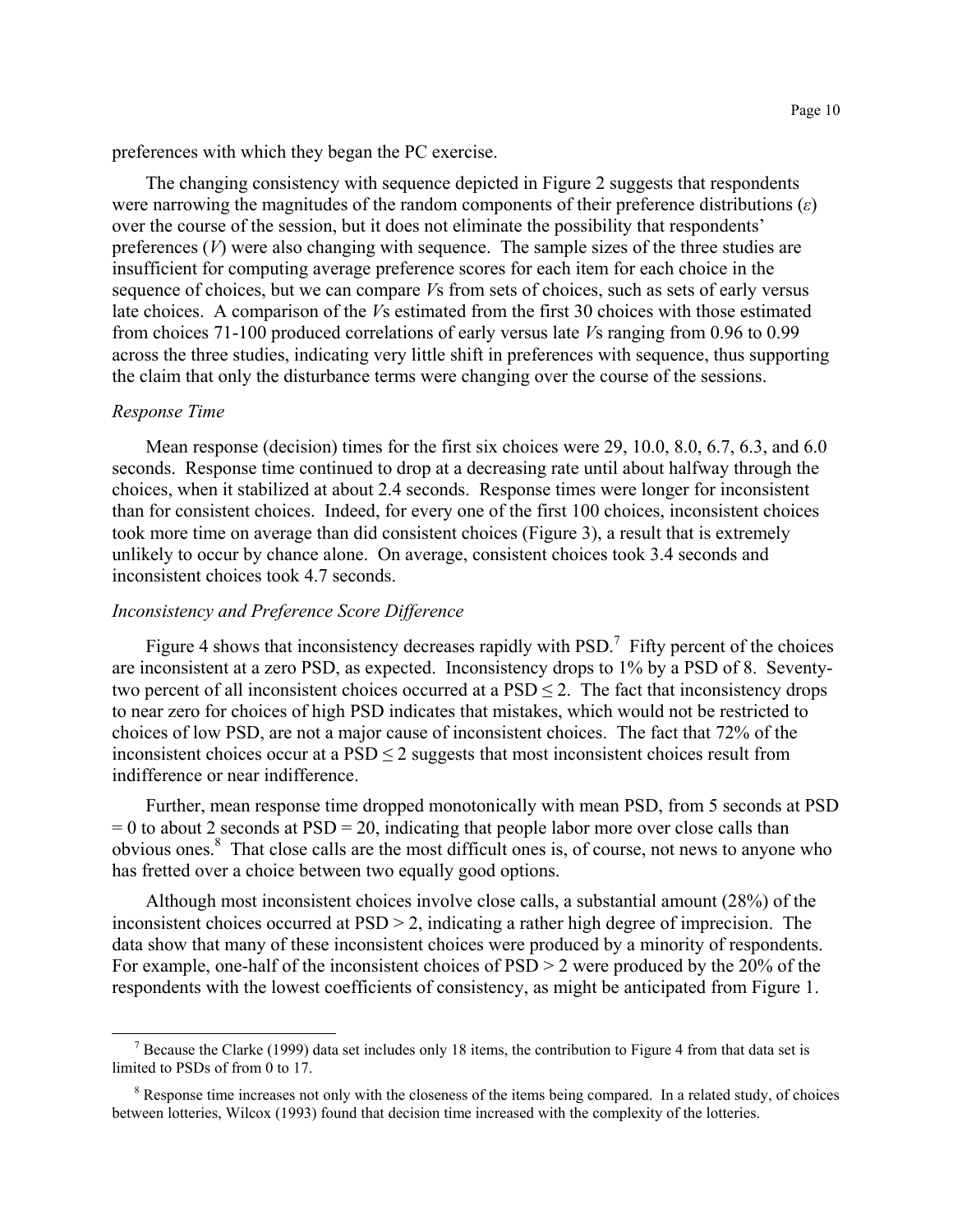preferences with which they began the PC exercise.

The changing consistency with sequence depicted in Figure 2 suggests that respondents were narrowing the magnitudes of the random components of their preference distributions ($\varepsilon$) over the course of the session, but it does not eliminate the possibility that respondents' preferences ($V$) were also changing with sequence. The sample sizes of the three studies are insufficient for computing average preference scores for each item for each choice in the sequence of choices, but we can compare $V$s from sets of choices, such as sets of early versus late choices. A comparison of the $V$s estimated from the first 30 choices with those estimated from choices 71-100 produced correlations of early versus late $V$s ranging from 0.96 to 0.99 across the three studies, indicating very little shift in preferences with sequence, thus supporting the claim that only the disturbance terms were changing over the course of the sessions.

*Response Time*

Mean response (decision) times for the first six choices were 29, 10.0, 8.0, 6.7, 6.3, and 6.0 seconds. Response time continued to drop at a decreasing rate until about halfway through the choices, when it stabilized at about 2.4 seconds. Response times were longer for inconsistent than for consistent choices. Indeed, for every one of the first 100 choices, inconsistent choices took more time on average than did consistent choices (Figure 3), a result that is extremely unlikely to occur by chance alone. On average, consistent choices took 3.4 seconds and inconsistent choices took 4.7 seconds.

*Inconsistency and Preference Score Difference*

Figure 4 shows that inconsistency decreases rapidly with PSD.[7] Fifty percent of the choices are inconsistent at a zero PSD, as expected. Inconsistency drops to 1% by a PSD of 8. Seventy-two percent of all inconsistent choices occurred at a PSD $\leq 2$. The fact that inconsistency drops to near zero for choices of high PSD indicates that mistakes, which would not be restricted to choices of low PSD, are not a major cause of inconsistent choices. The fact that 72% of the inconsistent choices occur at a PSD $\leq 2$ suggests that most inconsistent choices result from indifference or near indifference.

Further, mean response time dropped monotonically with mean PSD, from 5 seconds at PSD = 0 to about 2 seconds at PSD = 20, indicating that people labor more over close calls than obvious ones.[8] That close calls are the most difficult ones is, of course, not news to anyone who has fretted over a choice between two equally good options.

Although most inconsistent choices involve close calls, a substantial amount (28%) of the inconsistent choices occurred at PSD > 2, indicating a rather high degree of imprecision. The data show that many of these inconsistent choices were produced by a minority of respondents. For example, one-half of the inconsistent choices of PSD > 2 were produced by the 20% of the respondents with the lowest coefficients of consistency, as might be anticipated from Figure 1.

---

[7] Because the Clarke (1999) data set includes only 18 items, the contribution to Figure 4 from that data set is limited to PSDs of from 0 to 17.

[8] Response time increases not only with the closeness of the items being compared. In a related study, of choices between lotteries, Wilcox (1993) found that decision time increased with the complexity of the lotteries.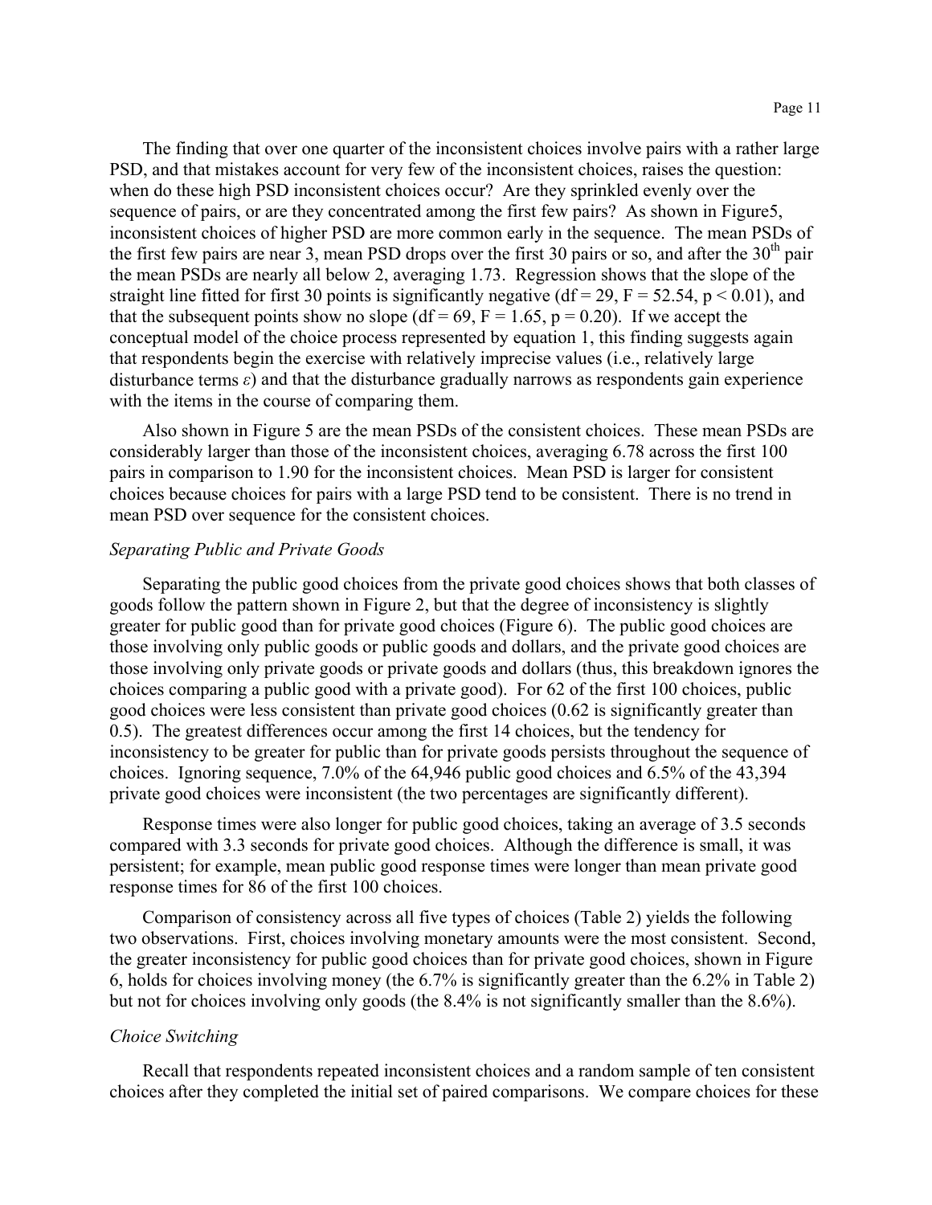The finding that over one quarter of the inconsistent choices involve pairs with a rather large PSD, and that mistakes account for very few of the inconsistent choices, raises the question: when do these high PSD inconsistent choices occur? Are they sprinkled evenly over the sequence of pairs, or are they concentrated among the first few pairs? As shown in Figure5, inconsistent choices of higher PSD are more common early in the sequence. The mean PSDs of the first few pairs are near 3, mean PSD drops over the first 30 pairs or so, and after the 30th pair the mean PSDs are nearly all below 2, averaging 1.73. Regression shows that the slope of the straight line fitted for first 30 points is significantly negative (df = 29, F = 52.54, $p < 0.01$), and that the subsequent points show no slope (df = 69, F = 1.65, p = 0.20). If we accept the conceptual model of the choice process represented by equation 1, this finding suggests again that respondents begin the exercise with relatively imprecise values (i.e., relatively large disturbance terms $\varepsilon$) and that the disturbance gradually narrows as respondents gain experience with the items in the course of comparing them.

Also shown in Figure 5 are the mean PSDs of the consistent choices. These mean PSDs are considerably larger than those of the inconsistent choices, averaging 6.78 across the first 100 pairs in comparison to 1.90 for the inconsistent choices. Mean PSD is larger for consistent choices because choices for pairs with a large PSD tend to be consistent. There is no trend in mean PSD over sequence for the consistent choices.

*Separating Public and Private Goods*

Separating the public good choices from the private good choices shows that both classes of goods follow the pattern shown in Figure 2, but that the degree of inconsistency is slightly greater for public good than for private good choices (Figure 6). The public good choices are those involving only public goods or public goods and dollars, and the private good choices are those involving only private goods or private goods and dollars (thus, this breakdown ignores the choices comparing a public good with a private good). For 62 of the first 100 choices, public good choices were less consistent than private good choices (0.62 is significantly greater than 0.5). The greatest differences occur among the first 14 choices, but the tendency for inconsistency to be greater for public than for private goods persists throughout the sequence of choices. Ignoring sequence, 7.0% of the 64,946 public good choices and 6.5% of the 43,394 private good choices were inconsistent (the two percentages are significantly different).

Response times were also longer for public good choices, taking an average of 3.5 seconds compared with 3.3 seconds for private good choices. Although the difference is small, it was persistent; for example, mean public good response times were longer than mean private good response times for 86 of the first 100 choices.

Comparison of consistency across all five types of choices (Table 2) yields the following two observations. First, choices involving monetary amounts were the most consistent. Second, the greater inconsistency for public good choices than for private good choices, shown in Figure 6, holds for choices involving money (the 6.7% is significantly greater than the 6.2% in Table 2) but not for choices involving only goods (the 8.4% is not significantly smaller than the 8.6%).

*Choice Switching*

Recall that respondents repeated inconsistent choices and a random sample of ten consistent choices after they completed the initial set of paired comparisons. We compare choices for these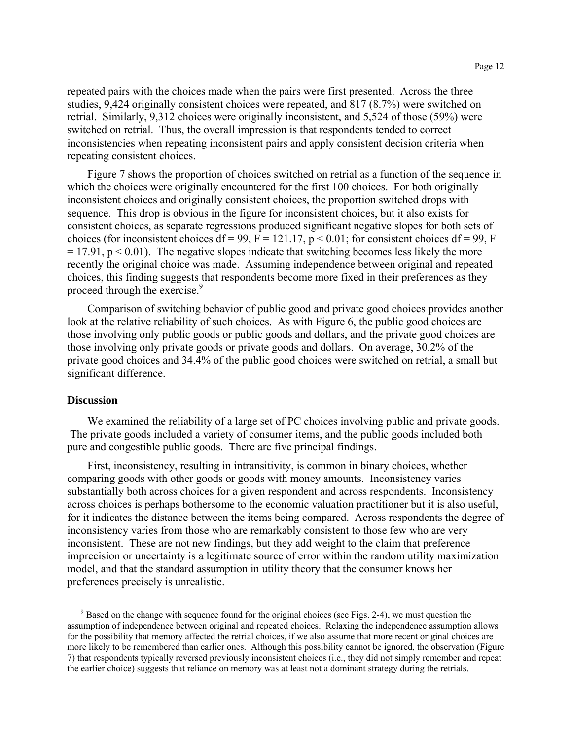repeated pairs with the choices made when the pairs were first presented. Across the three studies, 9,424 originally consistent choices were repeated, and 817 (8.7%) were switched on retrial. Similarly, 9,312 choices were originally inconsistent, and 5,524 of those (59%) were switched on retrial. Thus, the overall impression is that respondents tended to correct inconsistencies when repeating inconsistent pairs and apply consistent decision criteria when repeating consistent choices.

Figure 7 shows the proportion of choices switched on retrial as a function of the sequence in which the choices were originally encountered for the first 100 choices. For both originally inconsistent choices and originally consistent choices, the proportion switched drops with sequence. This drop is obvious in the figure for inconsistent choices, but it also exists for consistent choices, as separate regressions produced significant negative slopes for both sets of choices (for inconsistent choices $df = 99$, $F = 121.17$, $p < 0.01$; for consistent choices $df = 99$, $F = 17.91$, $p < 0.01$). The negative slopes indicate that switching becomes less likely the more recently the original choice was made. Assuming independence between original and repeated choices, this finding suggests that respondents become more fixed in their preferences as they proceed through the exercise.[9]

Comparison of switching behavior of public good and private good choices provides another look at the relative reliability of such choices. As with Figure 6, the public good choices are those involving only public goods or public goods and dollars, and the private good choices are those involving only private goods or private goods and dollars. On average, 30.2% of the private good choices and 34.4% of the public good choices were switched on retrial, a small but significant difference.

## Discussion

We examined the reliability of a large set of PC choices involving public and private goods. The private goods included a variety of consumer items, and the public goods included both pure and congestible public goods. There are five principal findings.

First, inconsistency, resulting in intransitivity, is common in binary choices, whether comparing goods with other goods or goods with money amounts. Inconsistency varies substantially both across choices for a given respondent and across respondents. Inconsistency across choices is perhaps bothersome to the economic valuation practitioner but it is also useful, for it indicates the distance between the items being compared. Across respondents the degree of inconsistency varies from those who are remarkably consistent to those few who are very inconsistent. These are not new findings, but they add weight to the claim that preference imprecision or uncertainty is a legitimate source of error within the random utility maximization model, and that the standard assumption in utility theory that the consumer knows her preferences precisely is unrealistic.

[9] Based on the change with sequence found for the original choices (see Figs. 2-4), we must question the assumption of independence between original and repeated choices. Relaxing the independence assumption allows for the possibility that memory affected the retrial choices, if we also assume that more recent original choices are more likely to be remembered than earlier ones. Although this possibility cannot be ignored, the observation (Figure 7) that respondents typically reversed previously inconsistent choices (i.e., they did not simply remember and repeat the earlier choice) suggests that reliance on memory was at least not a dominant strategy during the retrials.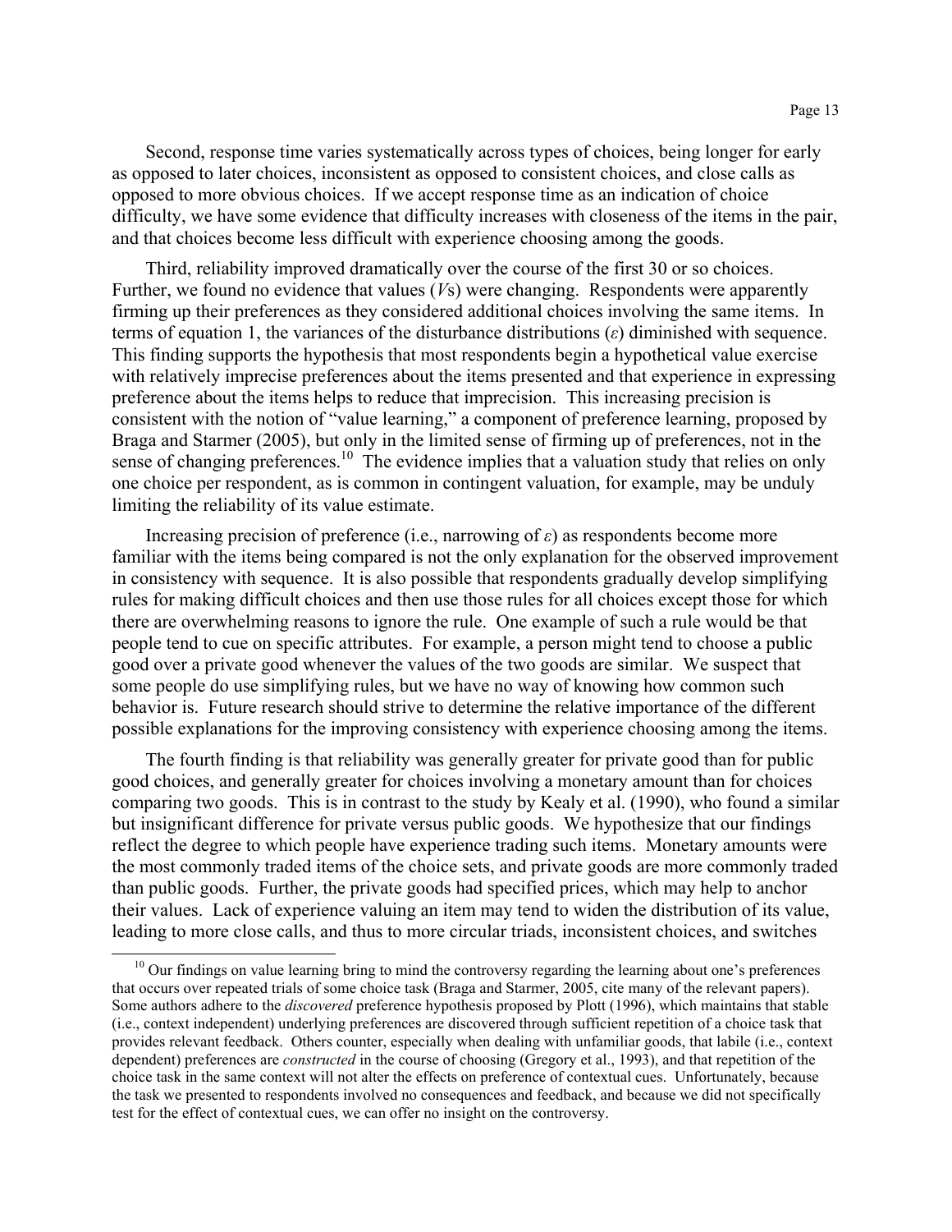Second, response time varies systematically across types of choices, being longer for early as opposed to later choices, inconsistent as opposed to consistent choices, and close calls as opposed to more obvious choices. If we accept response time as an indication of choice difficulty, we have some evidence that difficulty increases with closeness of the items in the pair, and that choices become less difficult with experience choosing among the goods.

Third, reliability improved dramatically over the course of the first 30 or so choices. Further, we found no evidence that values ($V$s) were changing. Respondents were apparently firming up their preferences as they considered additional choices involving the same items. In terms of equation 1, the variances of the disturbance distributions ($\varepsilon$) diminished with sequence. This finding supports the hypothesis that most respondents begin a hypothetical value exercise with relatively imprecise preferences about the items presented and that experience in expressing preference about the items helps to reduce that imprecision. This increasing precision is consistent with the notion of "value learning," a component of preference learning, proposed by Braga and Starmer (2005), but only in the limited sense of firming up of preferences, not in the sense of changing preferences.[10] The evidence implies that a valuation study that relies on only one choice per respondent, as is common in contingent valuation, for example, may be unduly limiting the reliability of its value estimate.

Increasing precision of preference (i.e., narrowing of $\varepsilon$) as respondents become more familiar with the items being compared is not the only explanation for the observed improvement in consistency with sequence. It is also possible that respondents gradually develop simplifying rules for making difficult choices and then use those rules for all choices except those for which there are overwhelming reasons to ignore the rule. One example of such a rule would be that people tend to cue on specific attributes. For example, a person might tend to choose a public good over a private good whenever the values of the two goods are similar. We suspect that some people do use simplifying rules, but we have no way of knowing how common such behavior is. Future research should strive to determine the relative importance of the different possible explanations for the improving consistency with experience choosing among the items.

The fourth finding is that reliability was generally greater for private good than for public good choices, and generally greater for choices involving a monetary amount than for choices comparing two goods. This is in contrast to the study by Kealy et al. (1990), who found a similar but insignificant difference for private versus public goods. We hypothesize that our findings reflect the degree to which people have experience trading such items. Monetary amounts were the most commonly traded items of the choice sets, and private goods are more commonly traded than public goods. Further, the private goods had specified prices, which may help to anchor their values. Lack of experience valuing an item may tend to widen the distribution of its value, leading to more close calls, and thus to more circular triads, inconsistent choices, and switches

[10] Our findings on value learning bring to mind the controversy regarding the learning about one's preferences that occurs over repeated trials of some choice task (Braga and Starmer, 2005, cite many of the relevant papers). Some authors adhere to the *discovered* preference hypothesis proposed by Plott (1996), which maintains that stable (i.e., context independent) underlying preferences are discovered through sufficient repetition of a choice task that provides relevant feedback. Others counter, especially when dealing with unfamiliar goods, that labile (i.e., context dependent) preferences are *constructed* in the course of choosing (Gregory et al., 1993), and that repetition of the choice task in the same context will not alter the effects on preference of contextual cues. Unfortunately, because the task we presented to respondents involved no consequences and feedback, and because we did not specifically test for the effect of contextual cues, we can offer no insight on the controversy.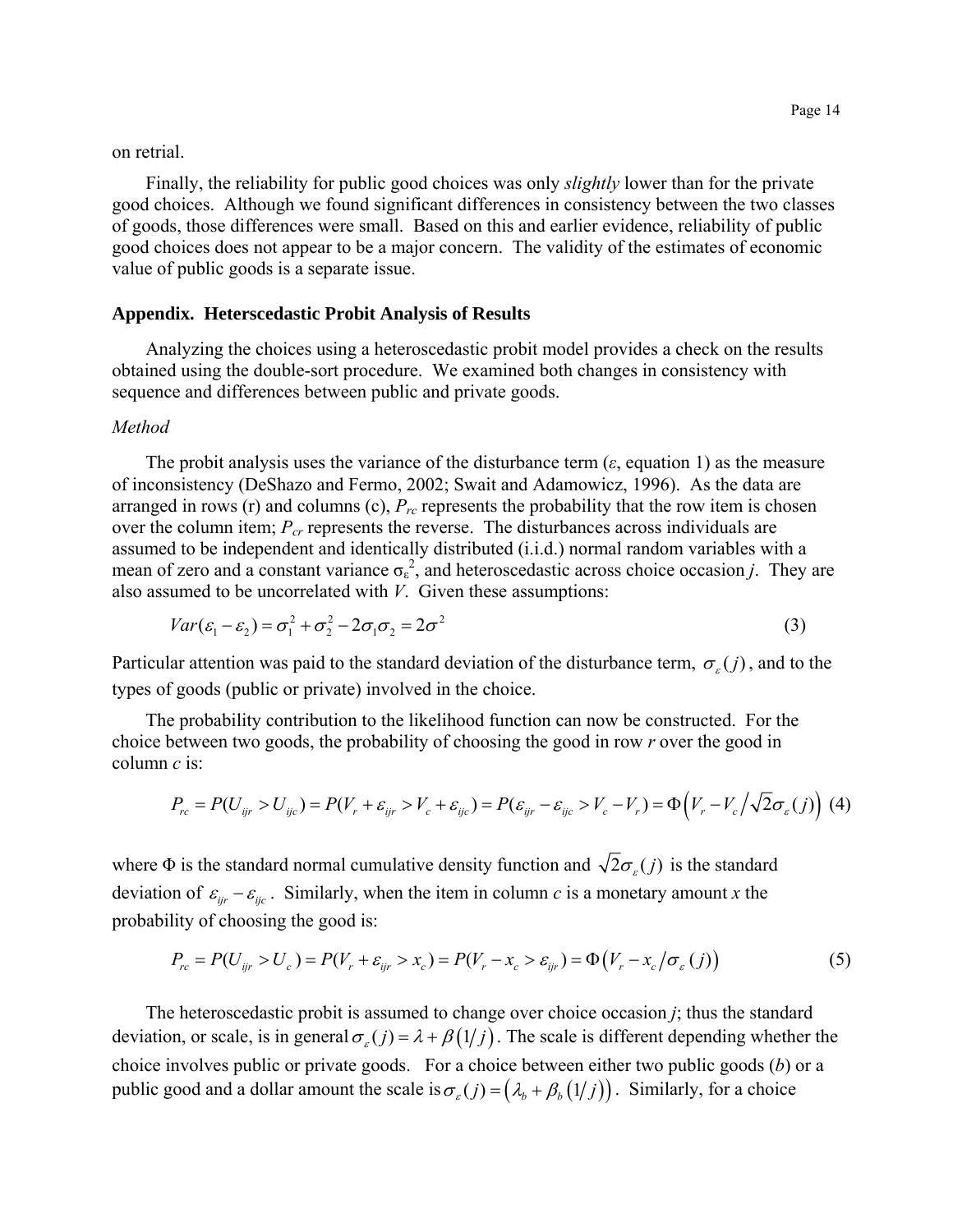on retrial.

Finally, the reliability for public good choices was only *slightly* lower than for the private good choices. Although we found significant differences in consistency between the two classes of goods, those differences were small. Based on this and earlier evidence, reliability of public good choices does not appear to be a major concern. The validity of the estimates of economic value of public goods is a separate issue.

### Appendix. Heterscedastic Probit Analysis of Results

Analyzing the choices using a heteroscedastic probit model provides a check on the results obtained using the double-sort procedure. We examined both changes in consistency with sequence and differences between public and private goods.

*Method*

The probit analysis uses the variance of the disturbance term ($\varepsilon$, equation 1) as the measure of inconsistency (DeShazo and Fermo, 2002; Swait and Adamowicz, 1996). As the data are arranged in rows (r) and columns (c), $P_{rc}$ represents the probability that the row item is chosen over the column item; $P_{cr}$ represents the reverse. The disturbances across individuals are assumed to be independent and identically distributed (i.i.d.) normal random variables with a mean of zero and a constant variance $\sigma_\varepsilon^2$, and heteroscedastic across choice occasion $j$. They are also assumed to be uncorrelated with $V$. Given these assumptions:

$$Var(\varepsilon_1 - \varepsilon_2) = \sigma_1^2 + \sigma_2^2 - 2\sigma_1\sigma_2 = 2\sigma^2 \tag{3}$$

Particular attention was paid to the standard deviation of the disturbance term, $\sigma_\varepsilon(j)$, and to the types of goods (public or private) involved in the choice.

The probability contribution to the likelihood function can now be constructed. For the choice between two goods, the probability of choosing the good in row $r$ over the good in column $c$ is:

$$P_{rc} = P(U_{ijr} > U_{ijc}) = P(V_r + \varepsilon_{ijr} > V_c + \varepsilon_{ijc}) = P(\varepsilon_{ijr} - \varepsilon_{ijc} > V_c - V_r) = \Phi\left(V_r - V_c \big/ \sqrt{2}\sigma_\varepsilon(j)\right) \tag{4}$$

where $\Phi$ is the standard normal cumulative density function and $\sqrt{2}\sigma_\varepsilon(j)$ is the standard deviation of $\varepsilon_{ijr} - \varepsilon_{ijc}$. Similarly, when the item in column $c$ is a monetary amount $x$ the probability of choosing the good is:

$$P_{rc} = P(U_{ijr} > U_c) = P(V_r + \varepsilon_{ijr} > x_c) = P(V_r - x_c > \varepsilon_{ijr}) = \Phi\left(V_r - x_c \big/ \sigma_\varepsilon(j)\right) \tag{5}$$

The heteroscedastic probit is assumed to change over choice occasion $j$; thus the standard deviation, or scale, is in general $\sigma_\varepsilon(j) = \lambda + \beta(1/j)$. The scale is different depending whether the choice involves public or private goods. For a choice between either two public goods ($b$) or a public good and a dollar amount the scale is $\sigma_\varepsilon(j) = \left(\lambda_b + \beta_b(1/j)\right)$. Similarly, for a choice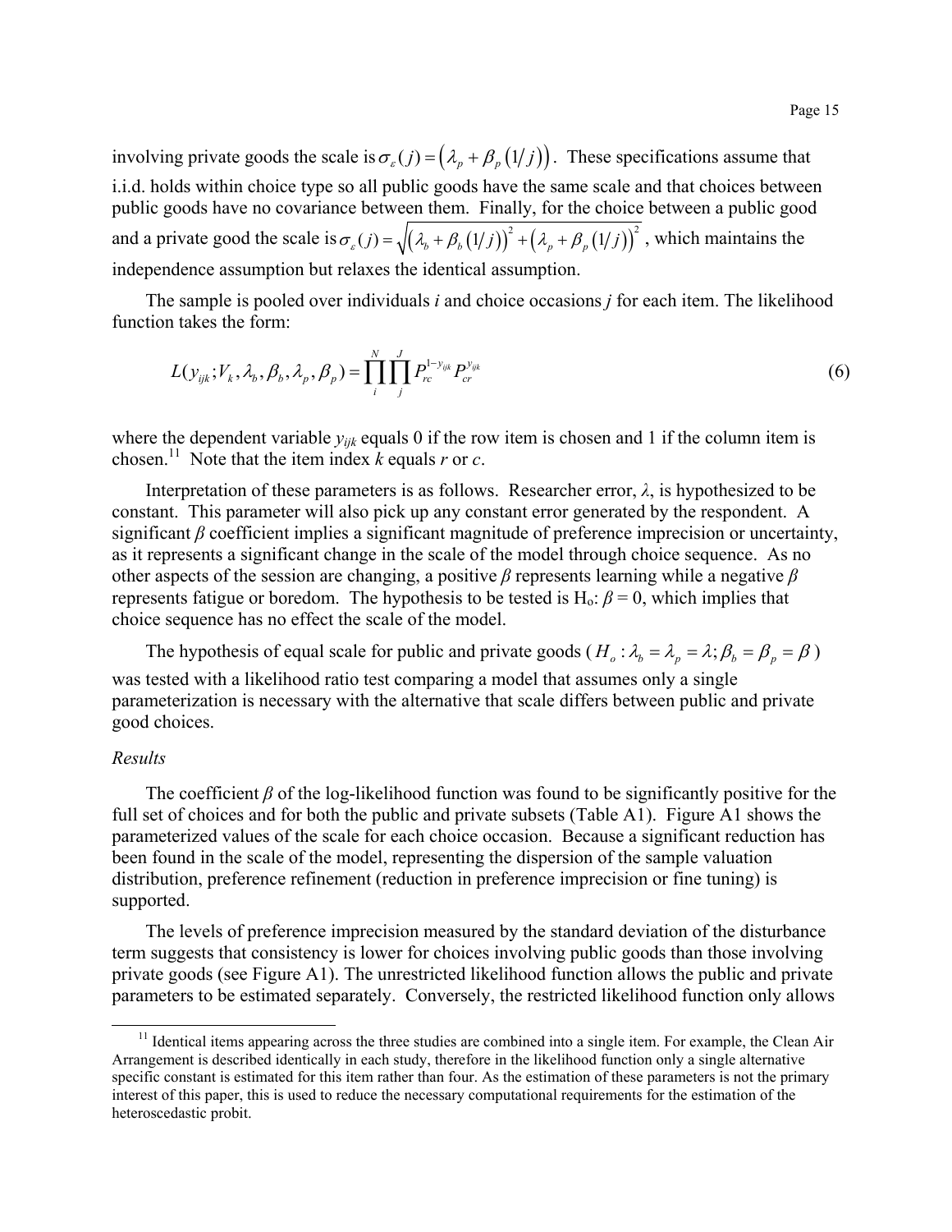involving private goods the scale is $\sigma_{\varepsilon}(j) = \left(\lambda_p + \beta_p \left(1/j\right)\right)$. These specifications assume that i.i.d. holds within choice type so all public goods have the same scale and that choices between public goods have no covariance between them. Finally, for the choice between a public good and a private good the scale is $\sigma_{\varepsilon}(j) = \sqrt{\left(\lambda_b + \beta_b \left(1/j\right)\right)^2 + \left(\lambda_p + \beta_p \left(1/j\right)\right)^2}$, which maintains the independence assumption but relaxes the identical assumption.

The sample is pooled over individuals *i* and choice occasions *j* for each item. The likelihood function takes the form:

$$L(y_{ijk}; V_k, \lambda_b, \beta_b, \lambda_p, \beta_p) = \prod_{i}^{N} \prod_{j}^{J} P_{rc}^{1-y_{ijk}} P_{cr}^{y_{ijk}} \tag{6}$$

where the dependent variable $y_{ijk}$ equals 0 if the row item is chosen and 1 if the column item is chosen.[11] Note that the item index *k* equals *r* or *c*.

Interpretation of these parameters is as follows. Researcher error, $\lambda$, is hypothesized to be constant. This parameter will also pick up any constant error generated by the respondent. A significant $\beta$ coefficient implies a significant magnitude of preference imprecision or uncertainty, as it represents a significant change in the scale of the model through choice sequence. As no other aspects of the session are changing, a positive $\beta$ represents learning while a negative $\beta$ represents fatigue or boredom. The hypothesis to be tested is $H_o$: $\beta = 0$, which implies that choice sequence has no effect the scale of the model.

The hypothesis of equal scale for public and private goods ($H_o : \lambda_b = \lambda_p = \lambda; \beta_b = \beta_p = \beta$) was tested with a likelihood ratio test comparing a model that assumes only a single parameterization is necessary with the alternative that scale differs between public and private good choices.

*Results*

The coefficient $\beta$ of the log-likelihood function was found to be significantly positive for the full set of choices and for both the public and private subsets (Table A1). Figure A1 shows the parameterized values of the scale for each choice occasion. Because a significant reduction has been found in the scale of the model, representing the dispersion of the sample valuation distribution, preference refinement (reduction in preference imprecision or fine tuning) is supported.

The levels of preference imprecision measured by the standard deviation of the disturbance term suggests that consistency is lower for choices involving public goods than those involving private goods (see Figure A1). The unrestricted likelihood function allows the public and private parameters to be estimated separately. Conversely, the restricted likelihood function only allows

[11] Identical items appearing across the three studies are combined into a single item. For example, the Clean Air Arrangement is described identically in each study, therefore in the likelihood function only a single alternative specific constant is estimated for this item rather than four. As the estimation of these parameters is not the primary interest of this paper, this is used to reduce the necessary computational requirements for the estimation of the heteroscedastic probit.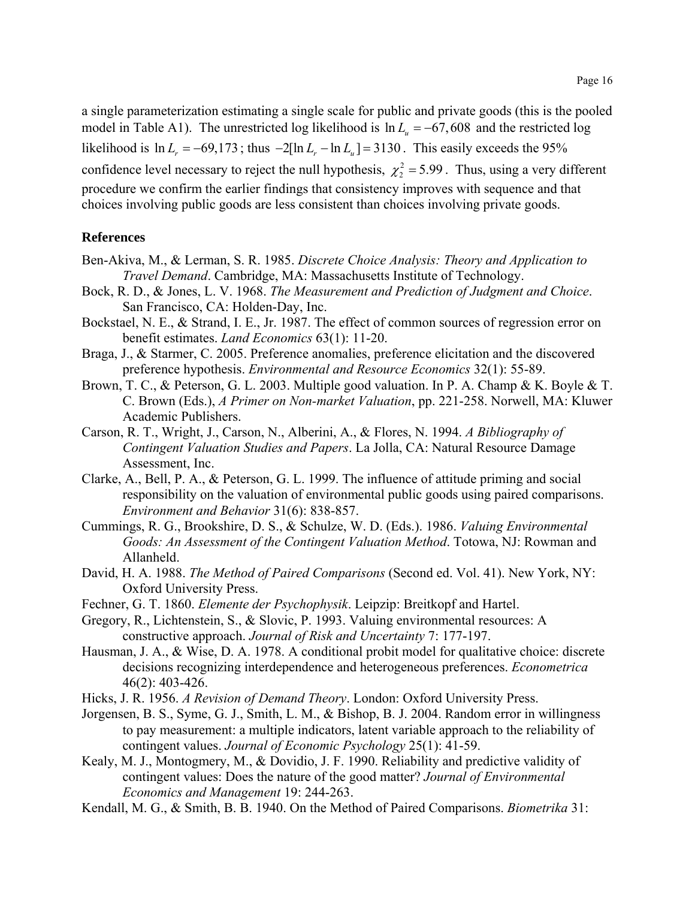a single parameterization estimating a single scale for public and private goods (this is the pooled model in Table A1). The unrestricted log likelihood is $\ln L_u = -67,608$ and the restricted log likelihood is $\ln L_r = -69,173$; thus $-2[\ln L_r - \ln L_u] = 3130$. This easily exceeds the 95% confidence level necessary to reject the null hypothesis, $\chi_2^2 = 5.99$. Thus, using a very different procedure we confirm the earlier findings that consistency improves with sequence and that choices involving public goods are less consistent than choices involving private goods.

**References**

Ben-Akiva, M., & Lerman, S. R. 1985. *Discrete Choice Analysis: Theory and Application to Travel Demand*. Cambridge, MA: Massachusetts Institute of Technology.

Bock, R. D., & Jones, L. V. 1968. *The Measurement and Prediction of Judgment and Choice*. San Francisco, CA: Holden-Day, Inc.

Bockstael, N. E., & Strand, I. E., Jr. 1987. The effect of common sources of regression error on benefit estimates. *Land Economics* 63(1): 11-20.

Braga, J., & Starmer, C. 2005. Preference anomalies, preference elicitation and the discovered preference hypothesis. *Environmental and Resource Economics* 32(1): 55-89.

Brown, T. C., & Peterson, G. L. 2003. Multiple good valuation. In P. A. Champ & K. Boyle & T. C. Brown (Eds.), *A Primer on Non-market Valuation*, pp. 221-258. Norwell, MA: Kluwer Academic Publishers.

Carson, R. T., Wright, J., Carson, N., Alberini, A., & Flores, N. 1994. *A Bibliography of Contingent Valuation Studies and Papers*. La Jolla, CA: Natural Resource Damage Assessment, Inc.

Clarke, A., Bell, P. A., & Peterson, G. L. 1999. The influence of attitude priming and social responsibility on the valuation of environmental public goods using paired comparisons. *Environment and Behavior* 31(6): 838-857.

Cummings, R. G., Brookshire, D. S., & Schulze, W. D. (Eds.). 1986. *Valuing Environmental Goods: An Assessment of the Contingent Valuation Method*. Totowa, NJ: Rowman and Allanheld.

David, H. A. 1988. *The Method of Paired Comparisons* (Second ed. Vol. 41). New York, NY: Oxford University Press.

Fechner, G. T. 1860. *Elemente der Psychophysik*. Leipzip: Breitkopf and Hartel.

Gregory, R., Lichtenstein, S., & Slovic, P. 1993. Valuing environmental resources: A constructive approach. *Journal of Risk and Uncertainty* 7: 177-197.

Hausman, J. A., & Wise, D. A. 1978. A conditional probit model for qualitative choice: discrete decisions recognizing interdependence and heterogeneous preferences. *Econometrica* 46(2): 403-426.

Hicks, J. R. 1956. *A Revision of Demand Theory*. London: Oxford University Press.

Jorgensen, B. S., Syme, G. J., Smith, L. M., & Bishop, B. J. 2004. Random error in willingness to pay measurement: a multiple indicators, latent variable approach to the reliability of contingent values. *Journal of Economic Psychology* 25(1): 41-59.

Kealy, M. J., Montogmery, M., & Dovidio, J. F. 1990. Reliability and predictive validity of contingent values: Does the nature of the good matter? *Journal of Environmental Economics and Management* 19: 244-263.

Kendall, M. G., & Smith, B. B. 1940. On the Method of Paired Comparisons. *Biometrika* 31: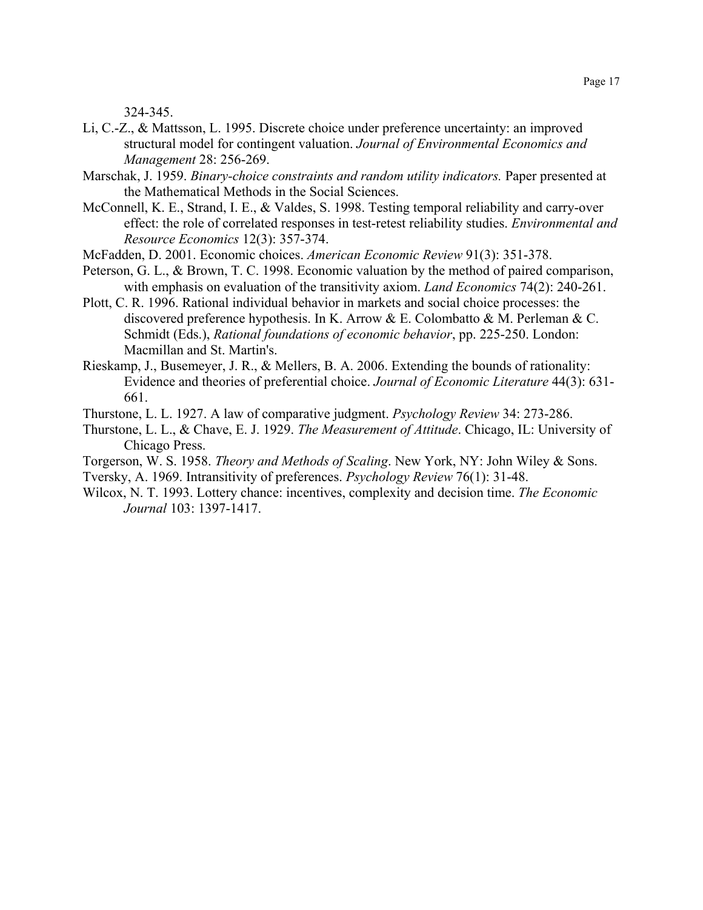324-345.

Li, C.-Z., & Mattsson, L. 1995. Discrete choice under preference uncertainty: an improved structural model for contingent valuation. *Journal of Environmental Economics and Management* 28: 256-269.

Marschak, J. 1959. *Binary-choice constraints and random utility indicators.* Paper presented at the Mathematical Methods in the Social Sciences.

McConnell, K. E., Strand, I. E., & Valdes, S. 1998. Testing temporal reliability and carry-over effect: the role of correlated responses in test-retest reliability studies. *Environmental and Resource Economics* 12(3): 357-374.

McFadden, D. 2001. Economic choices. *American Economic Review* 91(3): 351-378.

Peterson, G. L., & Brown, T. C. 1998. Economic valuation by the method of paired comparison, with emphasis on evaluation of the transitivity axiom. *Land Economics* 74(2): 240-261.

Plott, C. R. 1996. Rational individual behavior in markets and social choice processes: the discovered preference hypothesis. In K. Arrow & E. Colombatto & M. Perleman & C. Schmidt (Eds.), *Rational foundations of economic behavior*, pp. 225-250. London: Macmillan and St. Martin's.

Rieskamp, J., Busemeyer, J. R., & Mellers, B. A. 2006. Extending the bounds of rationality: Evidence and theories of preferential choice. *Journal of Economic Literature* 44(3): 631-661.

Thurstone, L. L. 1927. A law of comparative judgment. *Psychology Review* 34: 273-286.

Thurstone, L. L., & Chave, E. J. 1929. *The Measurement of Attitude*. Chicago, IL: University of Chicago Press.

Torgerson, W. S. 1958. *Theory and Methods of Scaling*. New York, NY: John Wiley & Sons.

Tversky, A. 1969. Intransitivity of preferences. *Psychology Review* 76(1): 31-48.

Wilcox, N. T. 1993. Lottery chance: incentives, complexity and decision time. *The Economic Journal* 103: 1397-1417.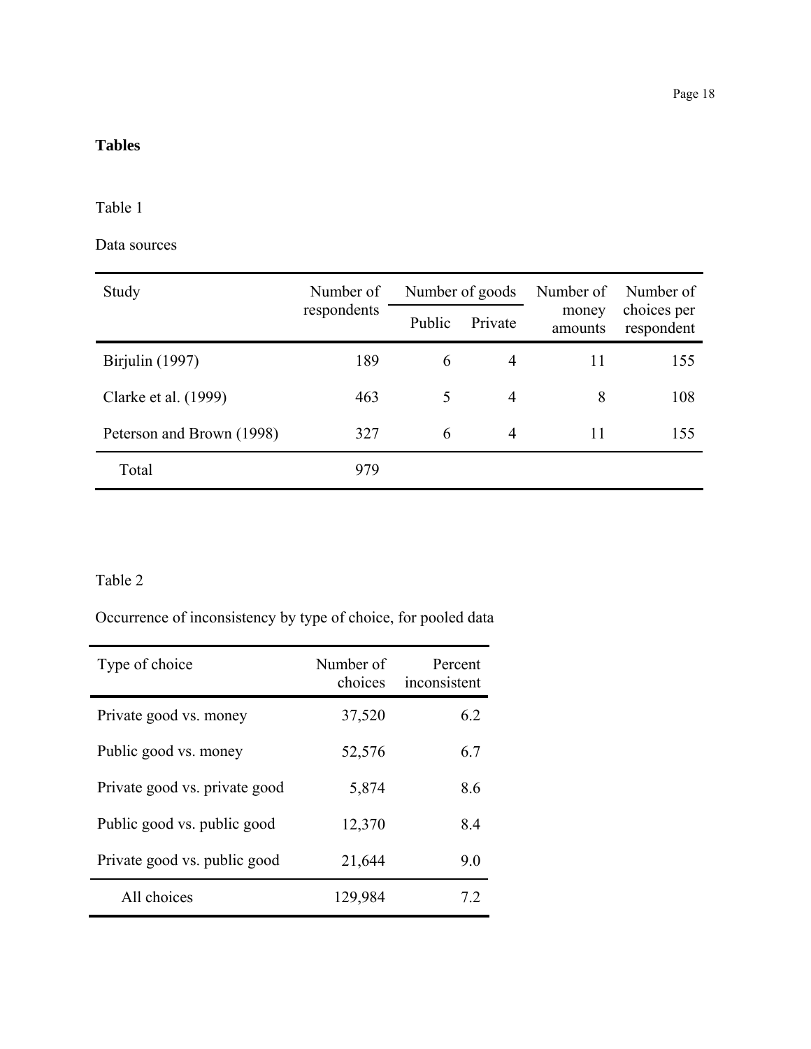**Tables**

Table 1

Data sources

| Study | Number of respondents | Number of goods | | Number of money amounts | Number of choices per respondent |
|---|---|---|---|---|---|
| | | Public | Private | | |
| Birjulin (1997) | 189 | 6 | 4 | 11 | 155 |
| Clarke et al. (1999) | 463 | 5 | 4 | 8 | 108 |
| Peterson and Brown (1998) | 327 | 6 | 4 | 11 | 155 |
| Total | 979 | | | | |

Table 2

Occurrence of inconsistency by type of choice, for pooled data

| Type of choice | Number of choices | Percent inconsistent |
|---|---|---|
| Private good vs. money | 37,520 | 6.2 |
| Public good vs. money | 52,576 | 6.7 |
| Private good vs. private good | 5,874 | 8.6 |
| Public good vs. public good | 12,370 | 8.4 |
| Private good vs. public good | 21,644 | 9.0 |
| All choices | 129,984 | 7.2 |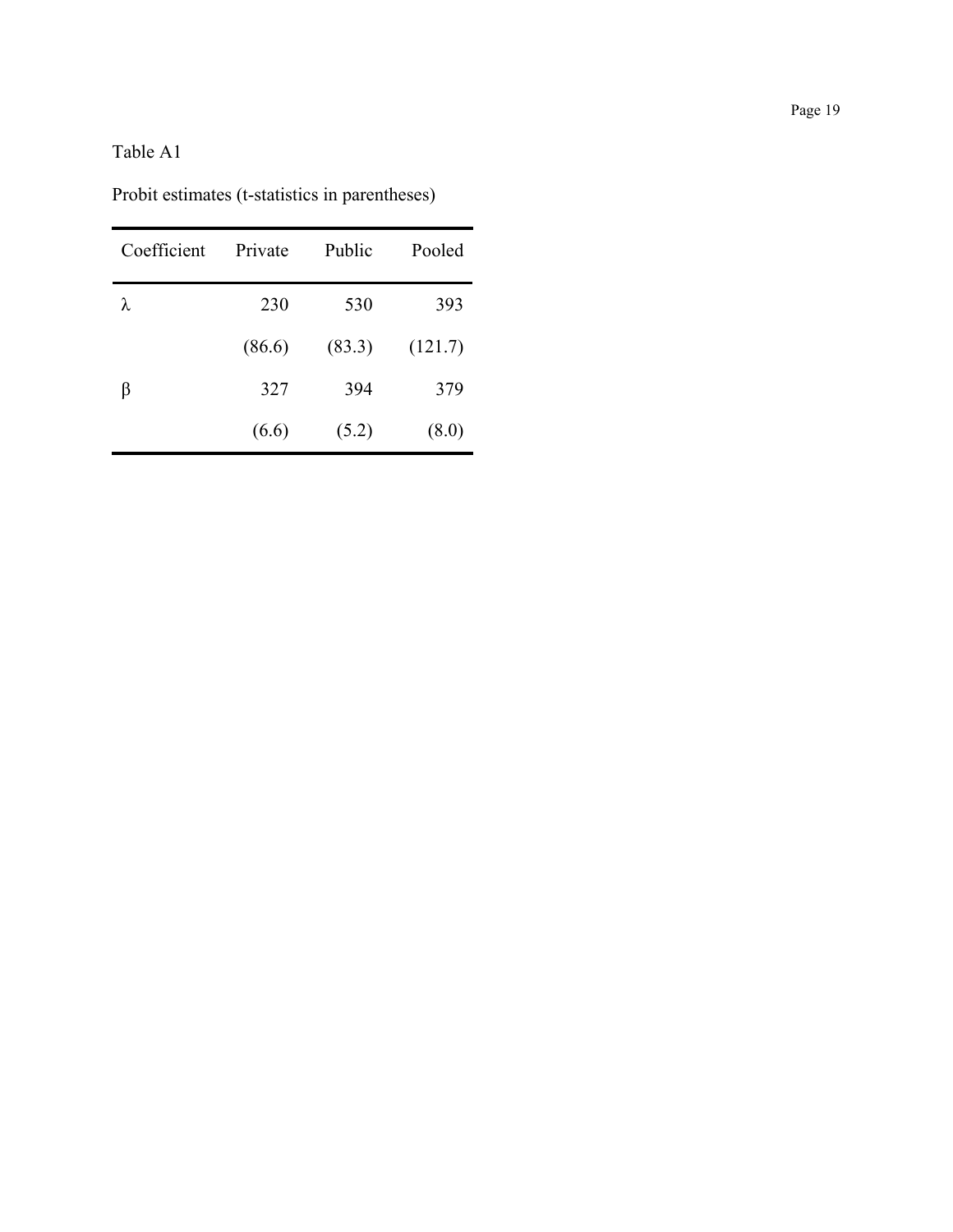Table A1

Probit estimates (t-statistics in parentheses)

| Coefficient | Private | Public | Pooled |
|---|---|---|---|
| $\lambda$ | 230 | 530 | 393 |
| | (86.6) | (83.3) | (121.7) |
| $\beta$ | 327 | 394 | 379 |
| | (6.6) | (5.2) | (8.0) |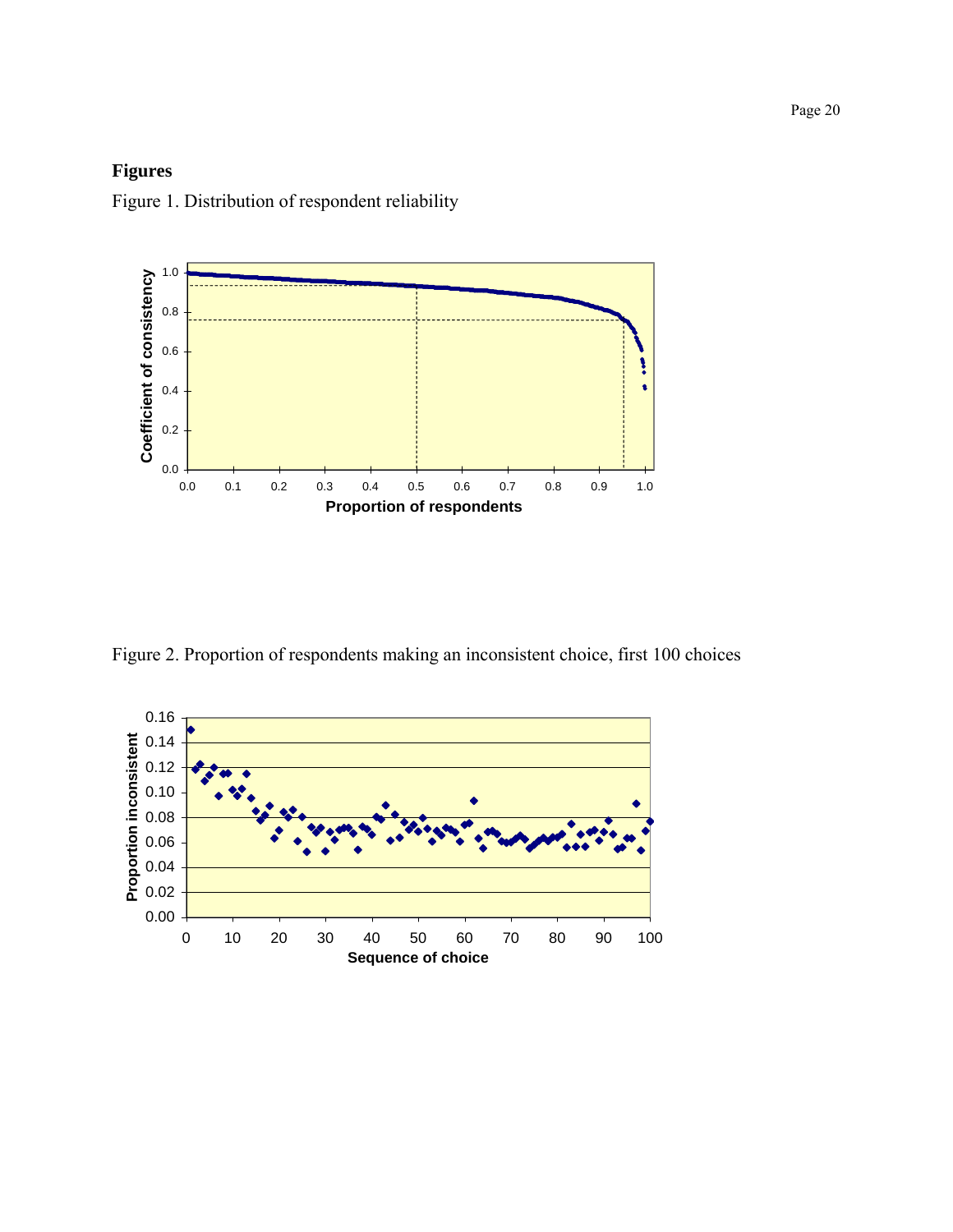## Figures

Figure 1. Distribution of respondent reliability

Figure 2. Proportion of respondents making an inconsistent choice, first 100 choices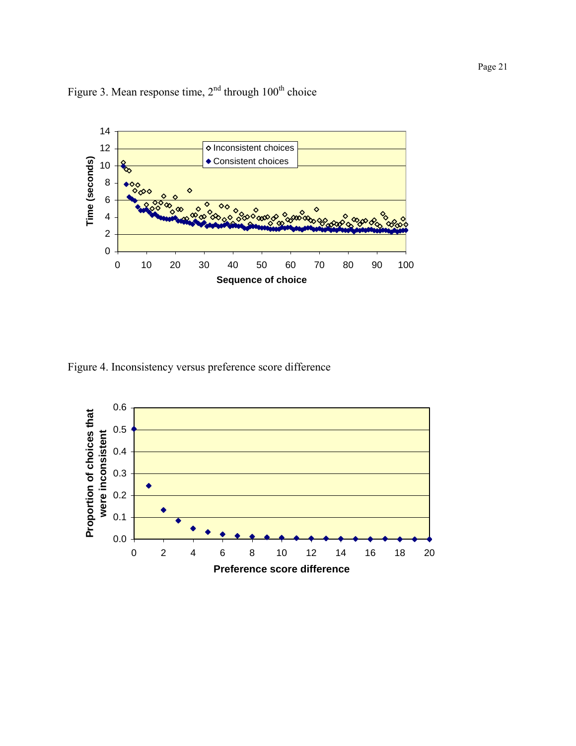Figure 3. Mean response time, 2[nd] through 100[th] choice

Figure 4. Inconsistency versus preference score difference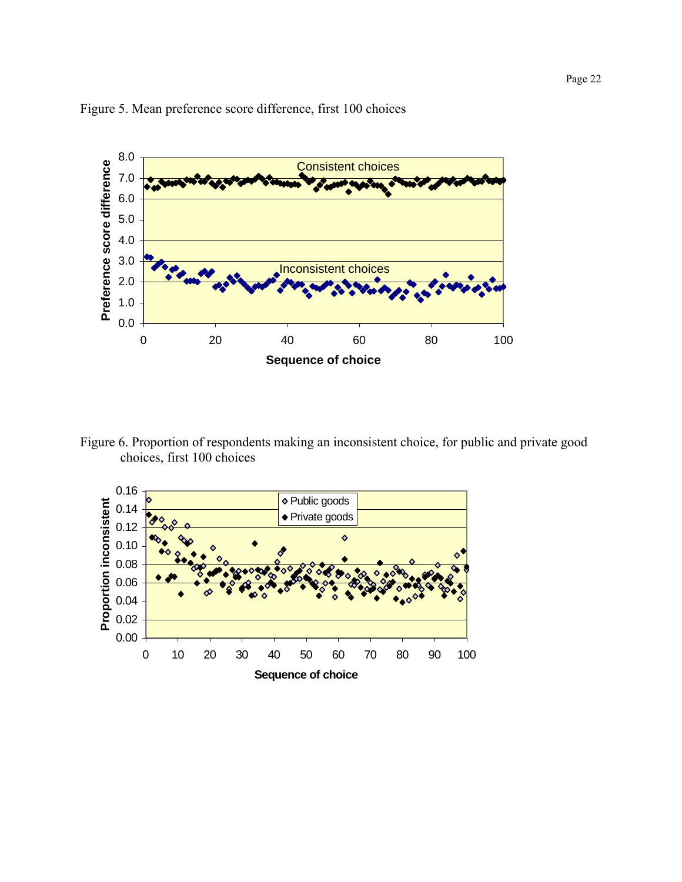Figure 5. Mean preference score difference, first 100 choices

Figure 6. Proportion of respondents making an inconsistent choice, for public and private good choices, first 100 choices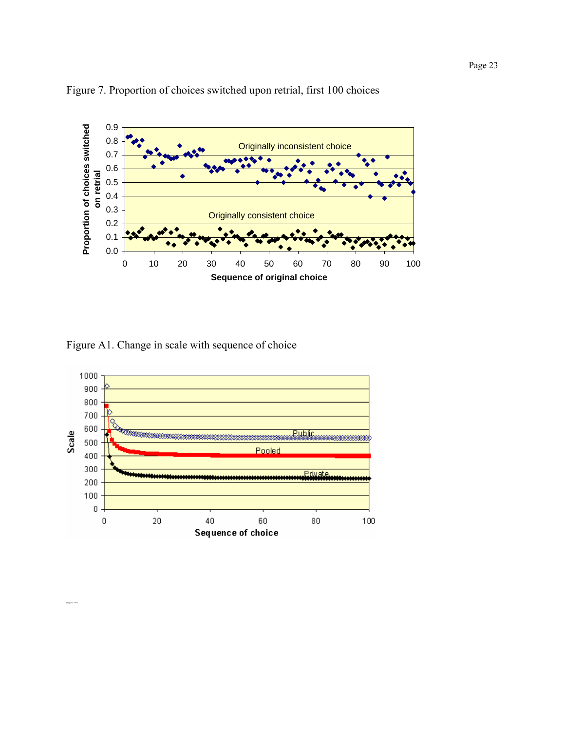Figure 7. Proportion of choices switched upon retrial, first 100 choices

Proportion of choices switched on retrial

0.9
0.8
0.7
0.6
0.5
0.4
0.3
0.2
0.1
0.0

Originally inconsistent choice

Originally consistent choice

0 10 20 30 40 50 60 70 80 90 100

Sequence of original choice

Figure A1. Change in scale with sequence of choice

Scale

1000
900
800
700
600
500
400
300
200
100
0

Public

Pooled

Private

0 20 40 60 80 100

Sequence of choice